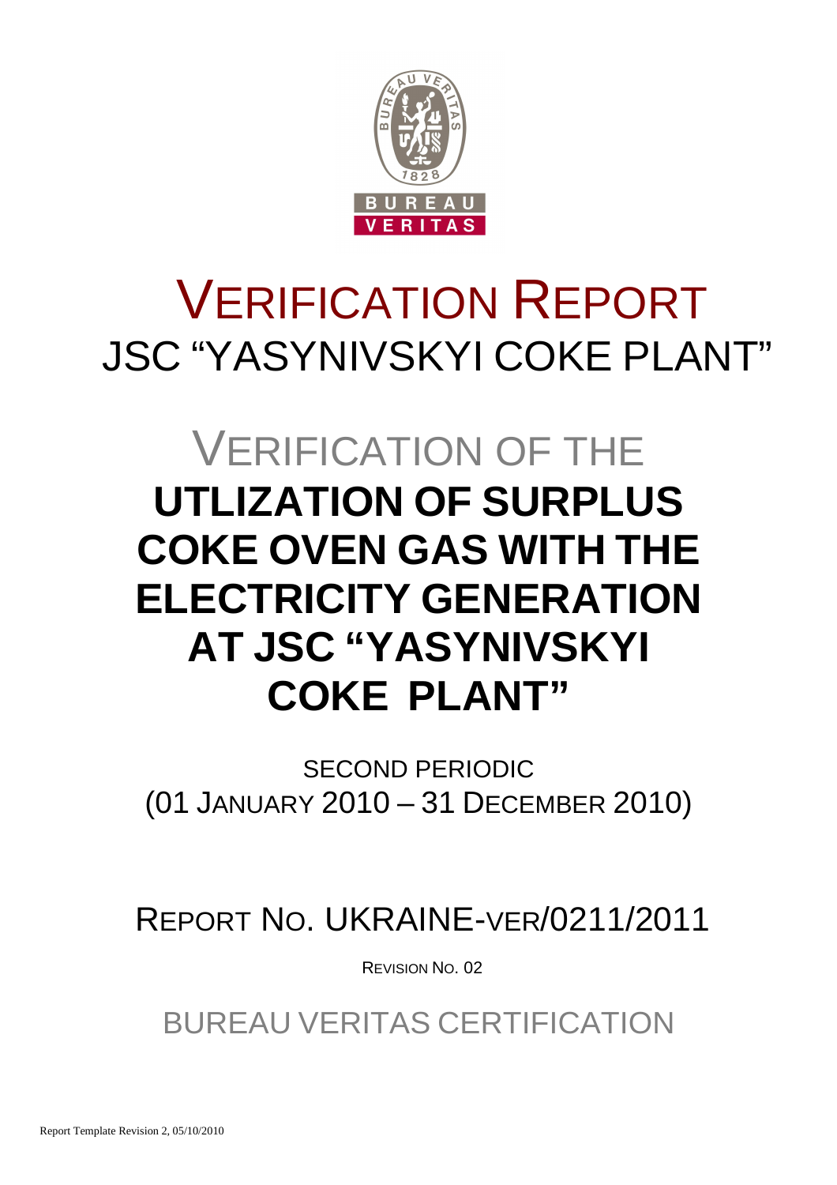# VERIFICATION REPORT

JSC "YASYNIVSKYI COKE PLANT"

## VERIFICATION OF THE

# UTLIZATION OF SURPLUS COKE OVEN GAS WITH THE ELECTRICITY GENERATION AT JSC "YASYNIVSKYI COKE PLANT"

SECOND PERIODIC
(01 JANUARY 2010 – 31 DECEMBER 2010)

REPORT NO. UKRAINE-VER/0211/2011

REVISION NO. 02

BUREAU VERITAS CERTIFICATION

Report Template Revision 2, 05/10/2010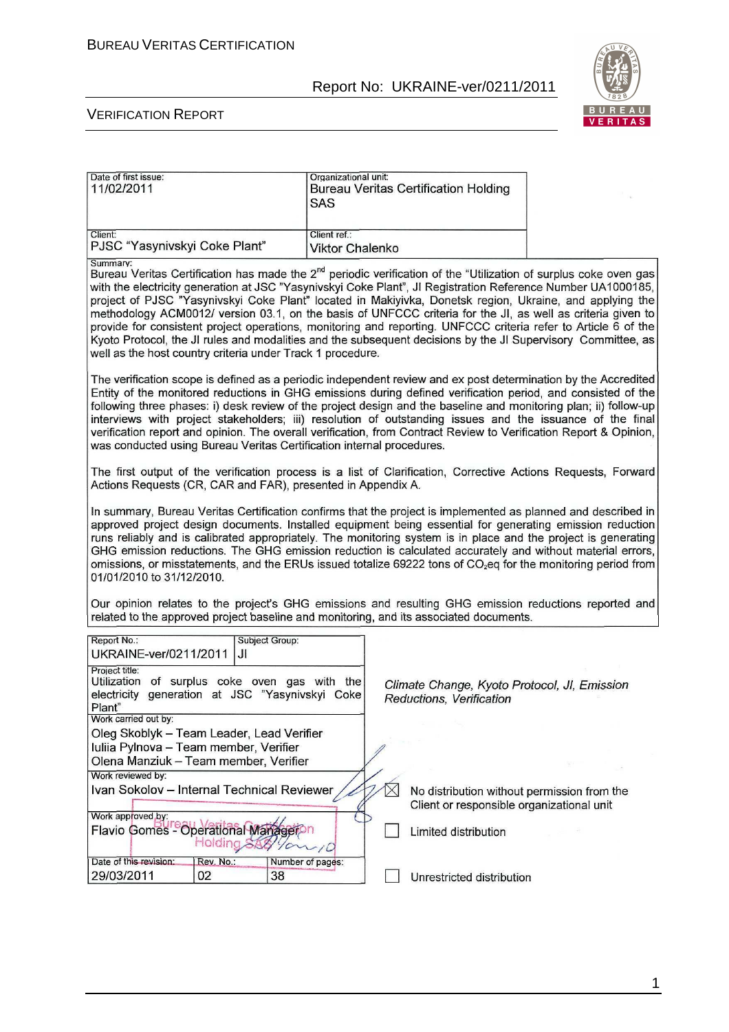| Date of first issue: | Organizational unit: |
|---|---|
| 11/02/2011 | Bureau Veritas Certification Holding SAS |
| Client: | Client ref.: |
| PJSC "Yasynivskyi Coke Plant" | Viktor Chalenko |

Summary:

Bureau Veritas Certification has made the 2nd periodic verification of the "Utilization of surplus coke oven gas with the electricity generation at JSC "Yasynivskyi Coke Plant", JI Registration Reference Number UA1000185, project of PJSC "Yasynivskyi Coke Plant" located in Makiyivka, Donetsk region, Ukraine, and applying the methodology ACM0012/ version 03.1, on the basis of UNFCCC criteria for the JI, as well as criteria given to provide for consistent project operations, monitoring and reporting. UNFCCC criteria refer to Article 6 of the Kyoto Protocol, the JI rules and modalities and the subsequent decisions by the JI Supervisory Committee, as well as the host country criteria under Track 1 procedure.

The verification scope is defined as a periodic independent review and ex post determination by the Accredited Entity of the monitored reductions in GHG emissions during defined verification period, and consisted of the following three phases: i) desk review of the project design and the baseline and monitoring plan; ii) follow-up interviews with project stakeholders; iii) resolution of outstanding issues and the issuance of the final verification report and opinion. The overall verification, from Contract Review to Verification Report & Opinion, was conducted using Bureau Veritas Certification internal procedures.

The first output of the verification process is a list of Clarification, Corrective Actions Requests, Forward Actions Requests (CR, CAR and FAR), presented in Appendix A.

In summary, Bureau Veritas Certification confirms that the project is implemented as planned and described in approved project design documents. Installed equipment being essential for generating emission reduction runs reliably and is calibrated appropriately. The monitoring system is in place and the project is generating GHG emission reductions. The GHG emission reduction is calculated accurately and without material errors, omissions, or misstatements, and the ERUs issued totalize 69222 tons of $CO_2$eq for the monitoring period from 01/01/2010 to 31/12/2010.

Our opinion relates to the project's GHG emissions and resulting GHG emission reductions reported and related to the approved project baseline and monitoring, and its associated documents.

| Report No.: | Subject Group: |
|---|---|
| UKRAINE-ver/0211/2011 | JI |

Project title:
Utilization of surplus coke oven gas with the electricity generation at JSC "Yasynivskyi Coke Plant"

*Climate Change, Kyoto Protocol, JI, Emission Reductions, Verification*

Work carried out by:
Oleg Skoblyk – Team Leader, Lead Verifier
Iuliia Pylnova – Team member, Verifier
Olena Manziuk – Team member, Verifier

Work reviewed by:
Ivan Sokolov – Internal Technical Reviewer

Work approved by:
Flavio Gomes - Operational Manager

| Date of this revision: | Rev. No.: | Number of pages: |
|---|---|---|
| 29/03/2011 | 02 | 38 |

- [x] No distribution without permission from the Client or responsible organizational unit
- [ ] Limited distribution
- [ ] Unrestricted distribution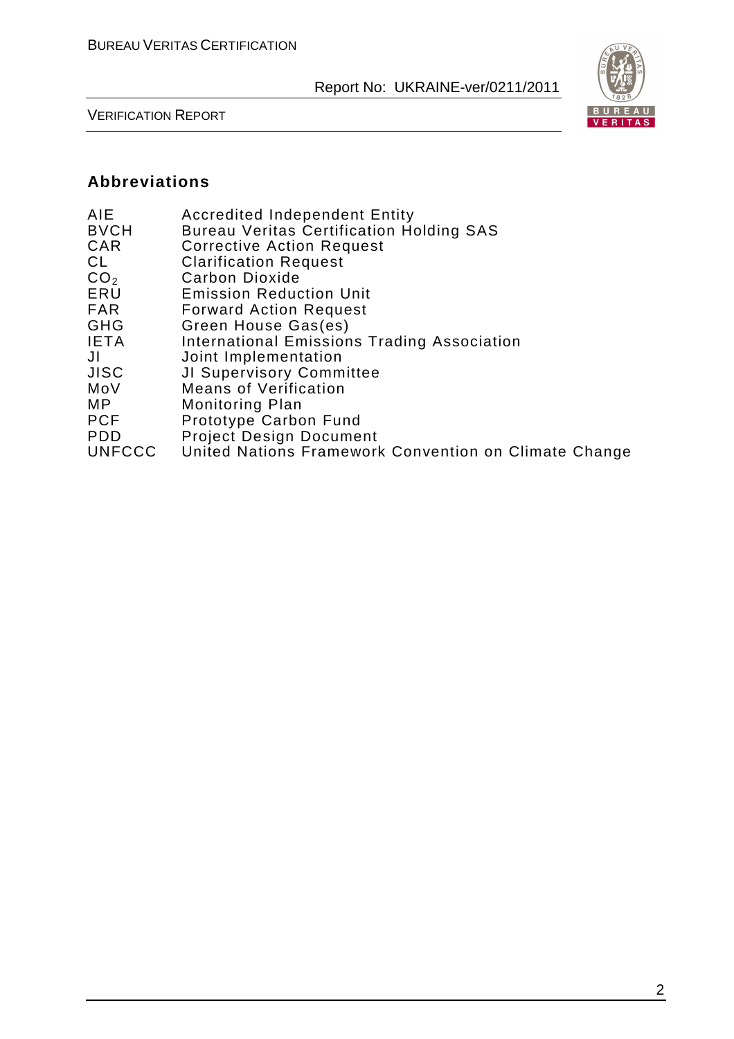## Abbreviations

| | |
|---|---|
| AIE | Accredited Independent Entity |
| BVCH | Bureau Veritas Certification Holding SAS |
| CAR | Corrective Action Request |
| CL | Clarification Request |
| $CO_2$ | Carbon Dioxide |
| ERU | Emission Reduction Unit |
| FAR | Forward Action Request |
| GHG | Green House Gas(es) |
| IETA | International Emissions Trading Association |
| JI | Joint Implementation |
| JISC | JI Supervisory Committee |
| MoV | Means of Verification |
| MP | Monitoring Plan |
| PCF | Prototype Carbon Fund |
| PDD | Project Design Document |
| UNFCCC | United Nations Framework Convention on Climate Change |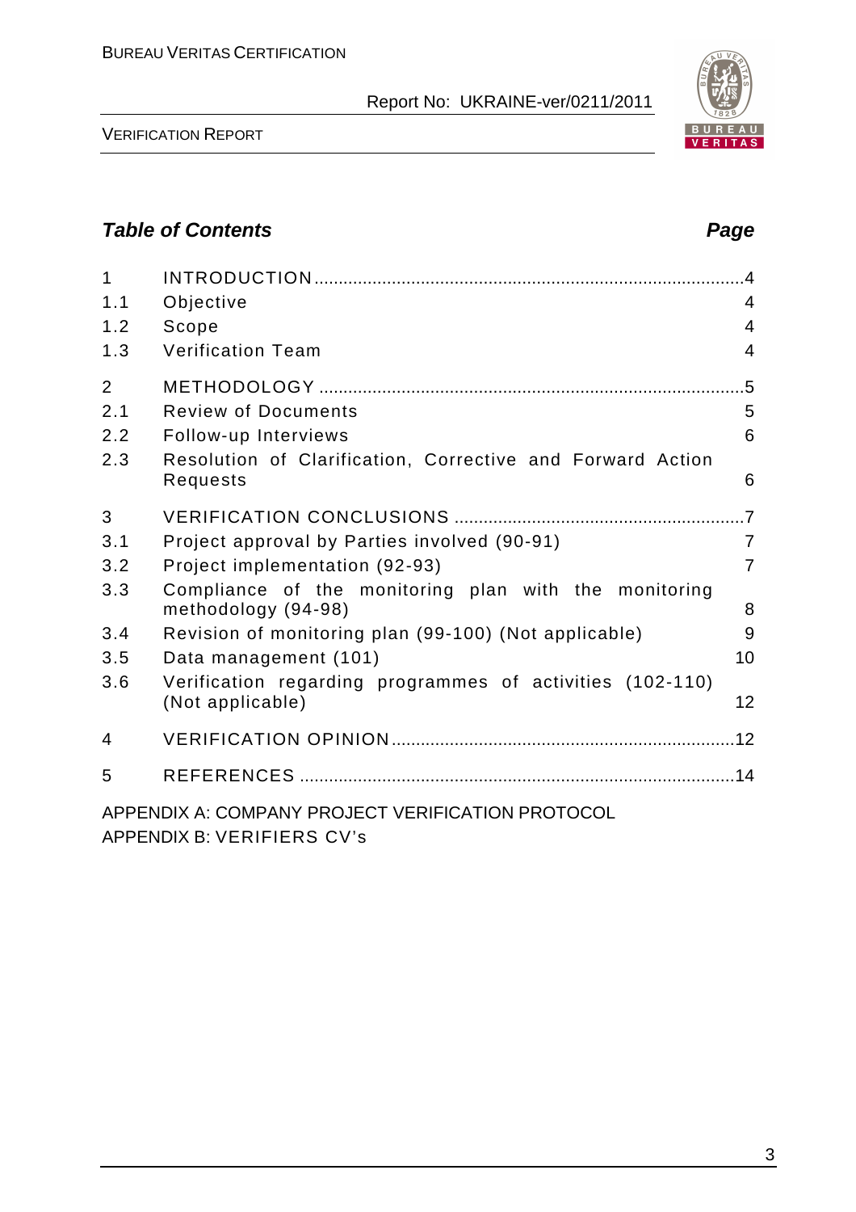## *Table of Contents* *Page*

| | | |
|---|---|---|
| 1 | INTRODUCTION | 4 |
| 1.1 | Objective | 4 |
| 1.2 | Scope | 4 |
| 1.3 | Verification Team | 4 |
| 2 | METHODOLOGY | 5 |
| 2.1 | Review of Documents | 5 |
| 2.2 | Follow-up Interviews | 6 |
| 2.3 | Resolution of Clarification, Corrective and Forward Action Requests | 6 |
| 3 | VERIFICATION CONCLUSIONS | 7 |
| 3.1 | Project approval by Parties involved (90-91) | 7 |
| 3.2 | Project implementation (92-93) | 7 |
| 3.3 | Compliance of the monitoring plan with the monitoring methodology (94-98) | 8 |
| 3.4 | Revision of monitoring plan (99-100) (Not applicable) | 9 |
| 3.5 | Data management (101) | 10 |
| 3.6 | Verification regarding programmes of activities (102-110) (Not applicable) | 12 |
| 4 | VERIFICATION OPINION | 12 |
| 5 | REFERENCES | 14 |

APPENDIX A: COMPANY PROJECT VERIFICATION PROTOCOL
APPENDIX B: VERIFIERS CV's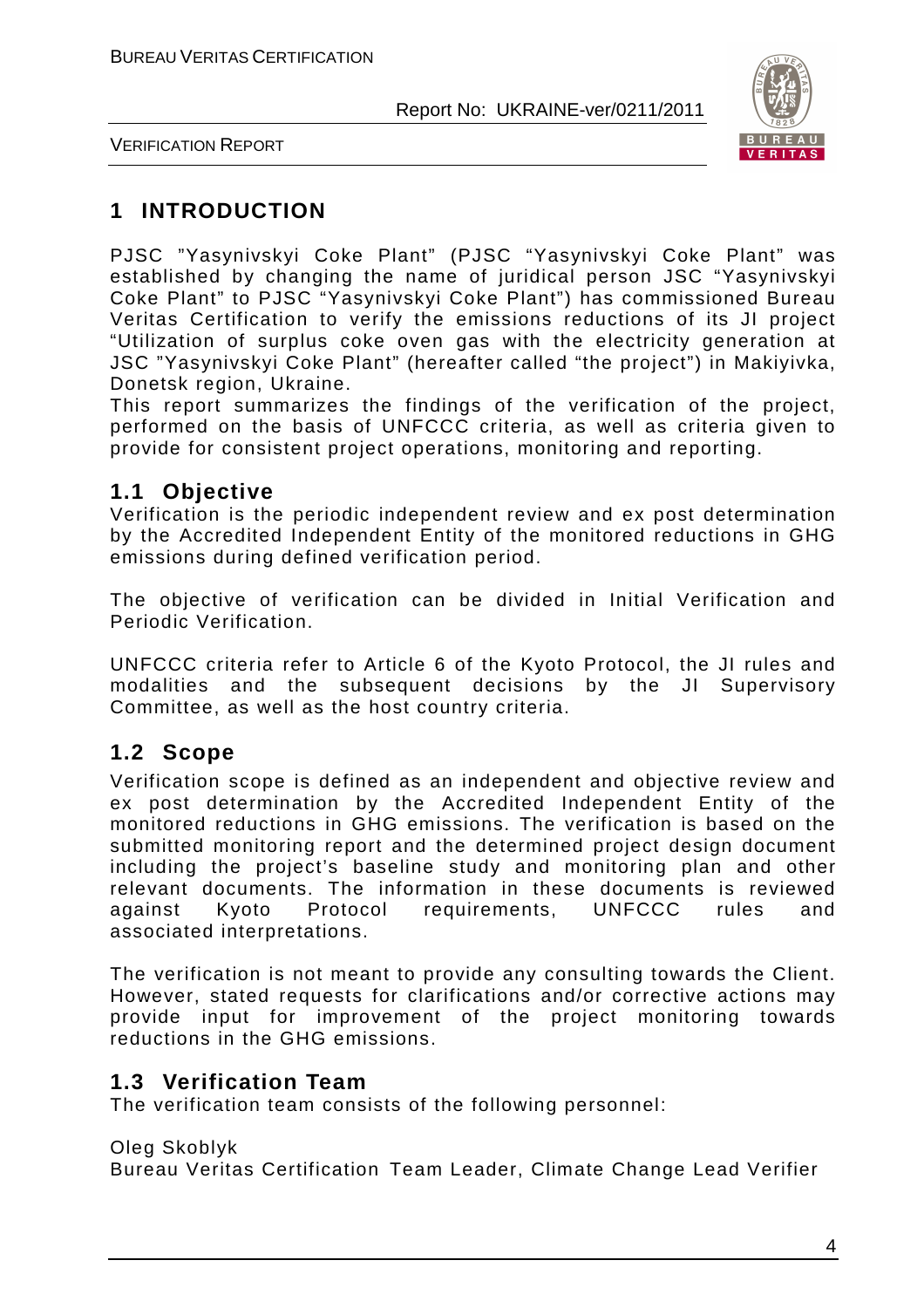# 1 INTRODUCTION

PJSC "Yasynivskyi Coke Plant" (PJSC "Yasynivskyi Coke Plant" was established by changing the name of juridical person JSC "Yasynivskyi Coke Plant" to PJSC "Yasynivskyi Coke Plant") has commissioned Bureau Veritas Certification to verify the emissions reductions of its JI project "Utilization of surplus coke oven gas with the electricity generation at JSC "Yasynivskyi Coke Plant" (hereafter called "the project") in Makiyivka, Donetsk region, Ukraine.

This report summarizes the findings of the verification of the project, performed on the basis of UNFCCC criteria, as well as criteria given to provide for consistent project operations, monitoring and reporting.

## 1.1 Objective

Verification is the periodic independent review and ex post determination by the Accredited Independent Entity of the monitored reductions in GHG emissions during defined verification period.

The objective of verification can be divided in Initial Verification and Periodic Verification.

UNFCCC criteria refer to Article 6 of the Kyoto Protocol, the JI rules and modalities and the subsequent decisions by the JI Supervisory Committee, as well as the host country criteria.

## 1.2 Scope

Verification scope is defined as an independent and objective review and ex post determination by the Accredited Independent Entity of the monitored reductions in GHG emissions. The verification is based on the submitted monitoring report and the determined project design document including the project's baseline study and monitoring plan and other relevant documents. The information in these documents is reviewed against Kyoto Protocol requirements, UNFCCC rules and associated interpretations.

The verification is not meant to provide any consulting towards the Client. However, stated requests for clarifications and/or corrective actions may provide input for improvement of the project monitoring towards reductions in the GHG emissions.

## 1.3 Verification Team

The verification team consists of the following personnel:

Oleg Skoblyk
Bureau Veritas Certification Team Leader, Climate Change Lead Verifier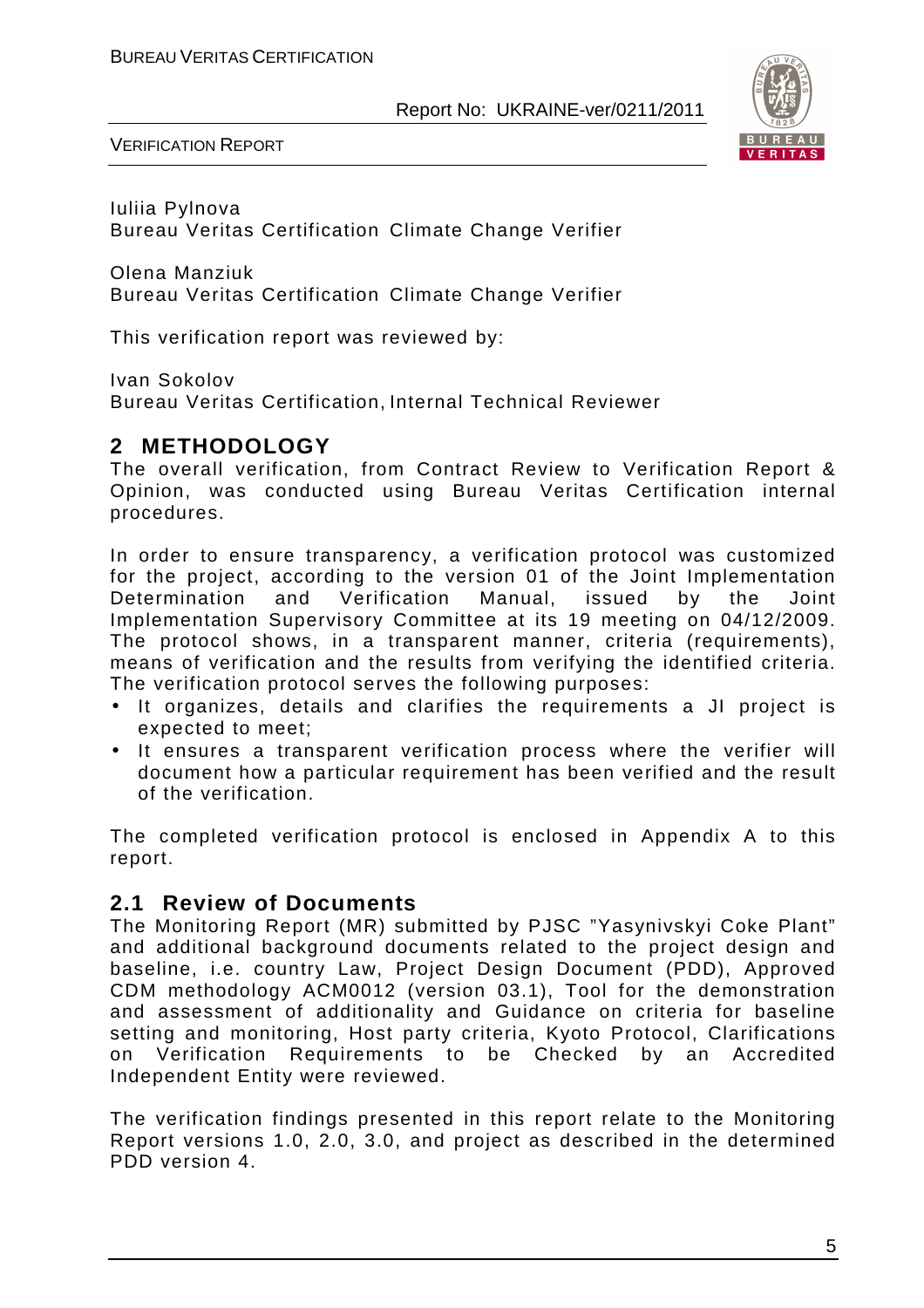Iuliia Pylnova
Bureau Veritas Certification Climate Change Verifier

Olena Manziuk
Bureau Veritas Certification Climate Change Verifier

This verification report was reviewed by:

Ivan Sokolov
Bureau Veritas Certification, Internal Technical Reviewer

## 2 METHODOLOGY

The overall verification, from Contract Review to Verification Report & Opinion, was conducted using Bureau Veritas Certification internal procedures.

In order to ensure transparency, a verification protocol was customized for the project, according to the version 01 of the Joint Implementation Determination and Verification Manual, issued by the Joint Implementation Supervisory Committee at its 19 meeting on 04/12/2009. The protocol shows, in a transparent manner, criteria (requirements), means of verification and the results from verifying the identified criteria. The verification protocol serves the following purposes:

- It organizes, details and clarifies the requirements a JI project is expected to meet;
- It ensures a transparent verification process where the verifier will document how a particular requirement has been verified and the result of the verification.

The completed verification protocol is enclosed in Appendix A to this report.

### 2.1 Review of Documents

The Monitoring Report (MR) submitted by PJSC "Yasynivskyi Coke Plant" and additional background documents related to the project design and baseline, i.e. country Law, Project Design Document (PDD), Approved CDM methodology ACM0012 (version 03.1), Tool for the demonstration and assessment of additionality and Guidance on criteria for baseline setting and monitoring, Host party criteria, Kyoto Protocol, Clarifications on Verification Requirements to be Checked by an Accredited Independent Entity were reviewed.

The verification findings presented in this report relate to the Monitoring Report versions 1.0, 2.0, 3.0, and project as described in the determined PDD version 4.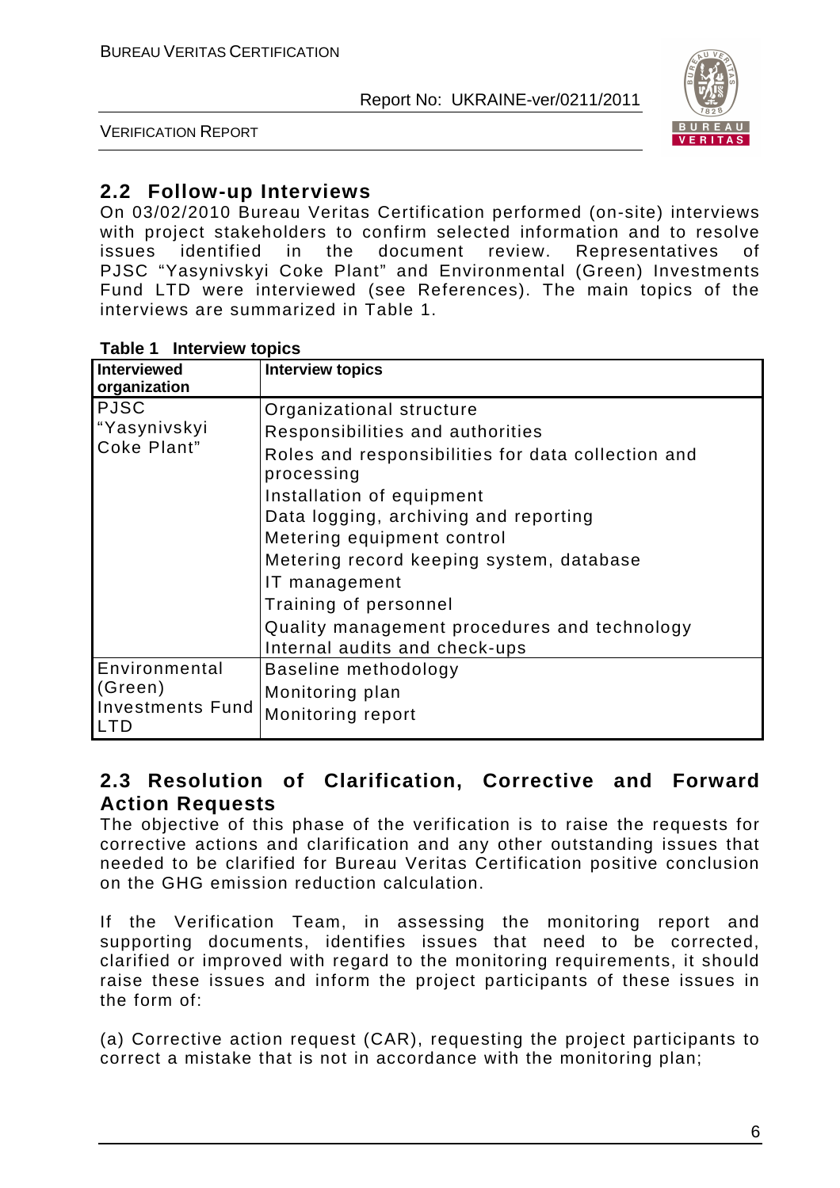## 2.2 Follow-up Interviews

On 03/02/2010 Bureau Veritas Certification performed (on-site) interviews with project stakeholders to confirm selected information and to resolve issues identified in the document review. Representatives of PJSC "Yasynivskyi Coke Plant" and Environmental (Green) Investments Fund LTD were interviewed (see References). The main topics of the interviews are summarized in Table 1.

**Table 1 Interview topics**

| Interviewed organization | Interview topics |
|---|---|
| PJSC "Yasynivskyi Coke Plant" | Organizational structure<br>Responsibilities and authorities<br>Roles and responsibilities for data collection and processing<br>Installation of equipment<br>Data logging, archiving and reporting<br>Metering equipment control<br>Metering record keeping system, database<br>IT management<br>Training of personnel<br>Quality management procedures and technology<br>Internal audits and check-ups |
| Environmental (Green) Investments Fund LTD | Baseline methodology<br>Monitoring plan<br>Monitoring report |

## 2.3 Resolution of Clarification, Corrective and Forward Action Requests

The objective of this phase of the verification is to raise the requests for corrective actions and clarification and any other outstanding issues that needed to be clarified for Bureau Veritas Certification positive conclusion on the GHG emission reduction calculation.

If the Verification Team, in assessing the monitoring report and supporting documents, identifies issues that need to be corrected, clarified or improved with regard to the monitoring requirements, it should raise these issues and inform the project participants of these issues in the form of:

(a) Corrective action request (CAR), requesting the project participants to correct a mistake that is not in accordance with the monitoring plan;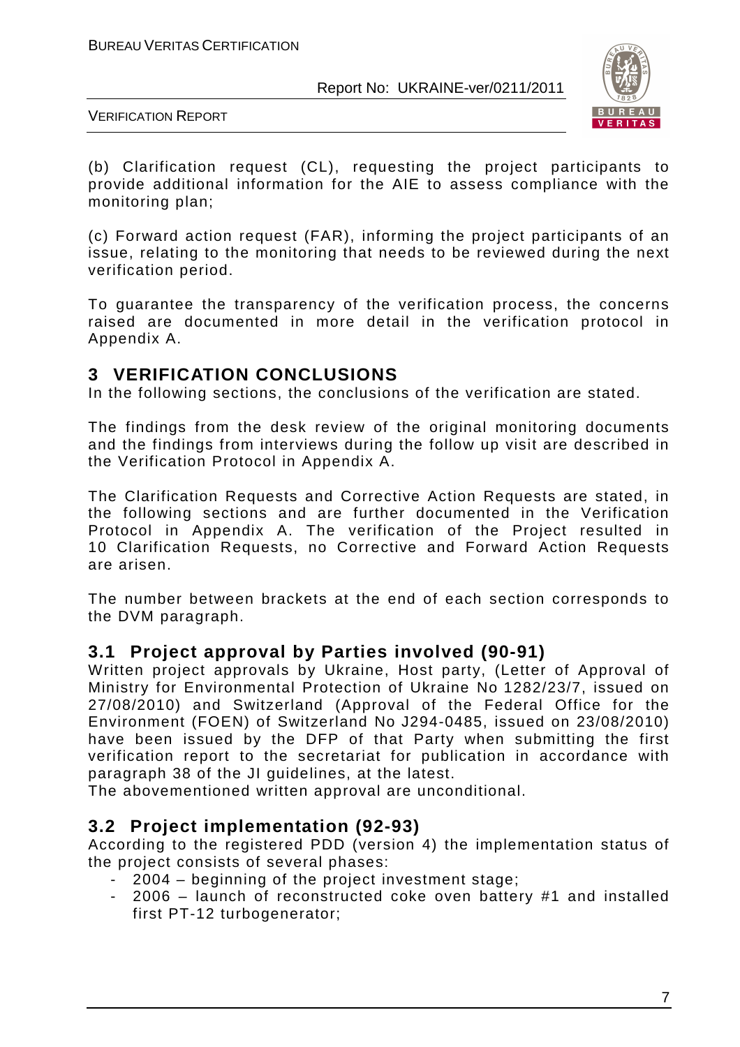(b) Clarification request (CL), requesting the project participants to provide additional information for the AIE to assess compliance with the monitoring plan;

(c) Forward action request (FAR), informing the project participants of an issue, relating to the monitoring that needs to be reviewed during the next verification period.

To guarantee the transparency of the verification process, the concerns raised are documented in more detail in the verification protocol in Appendix A.

# 3 VERIFICATION CONCLUSIONS

In the following sections, the conclusions of the verification are stated.

The findings from the desk review of the original monitoring documents and the findings from interviews during the follow up visit are described in the Verification Protocol in Appendix A.

The Clarification Requests and Corrective Action Requests are stated, in the following sections and are further documented in the Verification Protocol in Appendix A. The verification of the Project resulted in 10 Clarification Requests, no Corrective and Forward Action Requests are arisen.

The number between brackets at the end of each section corresponds to the DVM paragraph.

## 3.1 Project approval by Parties involved (90-91)

Written project approvals by Ukraine, Host party, (Letter of Approval of Ministry for Environmental Protection of Ukraine No 1282/23/7, issued on 27/08/2010) and Switzerland (Approval of the Federal Office for the Environment (FOEN) of Switzerland No J294-0485, issued on 23/08/2010) have been issued by the DFP of that Party when submitting the first verification report to the secretariat for publication in accordance with paragraph 38 of the JI guidelines, at the latest.
The abovementioned written approval are unconditional.

## 3.2 Project implementation (92-93)

According to the registered PDD (version 4) the implementation status of the project consists of several phases:

- 2004 – beginning of the project investment stage;
- 2006 – launch of reconstructed coke oven battery #1 and installed first PT-12 turbogenerator;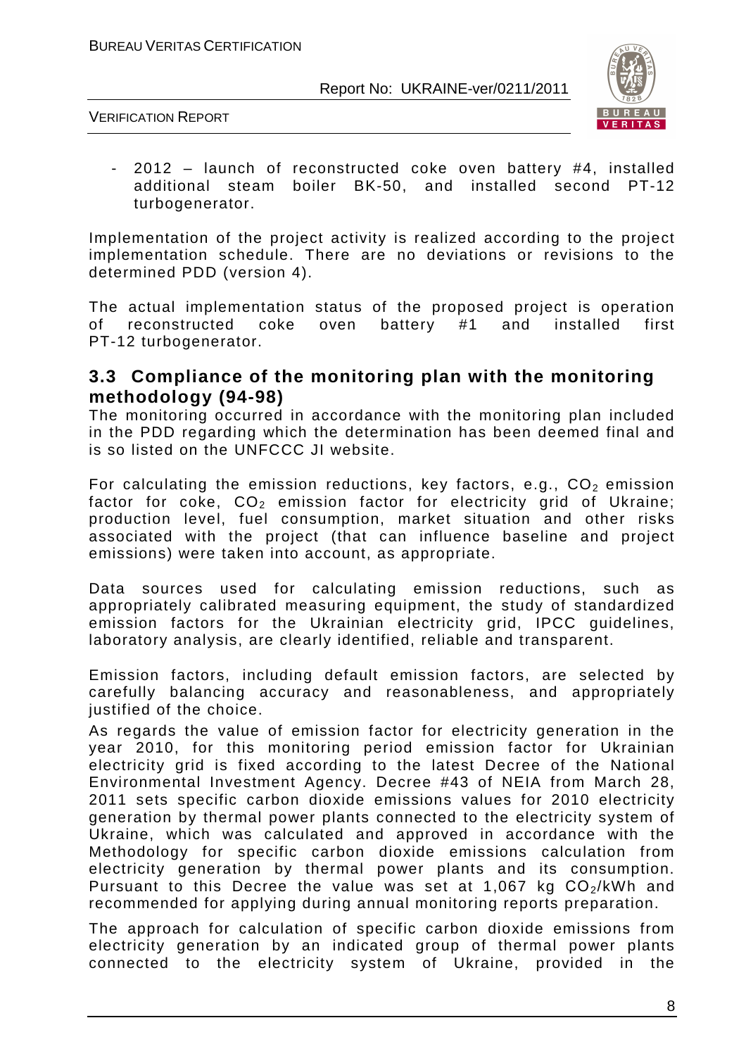- 2012 – launch of reconstructed coke oven battery #4, installed additional steam boiler BK-50, and installed second PT-12 turbogenerator.

Implementation of the project activity is realized according to the project implementation schedule. There are no deviations or revisions to the determined PDD (version 4).

The actual implementation status of the proposed project is operation of reconstructed coke oven battery #1 and installed first PT-12 turbogenerator.

## 3.3 Compliance of the monitoring plan with the monitoring methodology (94-98)

The monitoring occurred in accordance with the monitoring plan included in the PDD regarding which the determination has been deemed final and is so listed on the UNFCCC JI website.

For calculating the emission reductions, key factors, e.g., $CO_2$ emission factor for coke, $CO_2$ emission factor for electricity grid of Ukraine; production level, fuel consumption, market situation and other risks associated with the project (that can influence baseline and project emissions) were taken into account, as appropriate.

Data sources used for calculating emission reductions, such as appropriately calibrated measuring equipment, the study of standardized emission factors for the Ukrainian electricity grid, IPCC guidelines, laboratory analysis, are clearly identified, reliable and transparent.

Emission factors, including default emission factors, are selected by carefully balancing accuracy and reasonableness, and appropriately justified of the choice.

As regards the value of emission factor for electricity generation in the year 2010, for this monitoring period emission factor for Ukrainian electricity grid is fixed according to the latest Decree of the National Environmental Investment Agency. Decree #43 of NEIA from March 28, 2011 sets specific carbon dioxide emissions values for 2010 electricity generation by thermal power plants connected to the electricity system of Ukraine, which was calculated and approved in accordance with the Methodology for specific carbon dioxide emissions calculation from electricity generation by thermal power plants and its consumption. Pursuant to this Decree the value was set at 1,067 kg $CO_2$/kWh and recommended for applying during annual monitoring reports preparation.

The approach for calculation of specific carbon dioxide emissions from electricity generation by an indicated group of thermal power plants connected to the electricity system of Ukraine, provided in the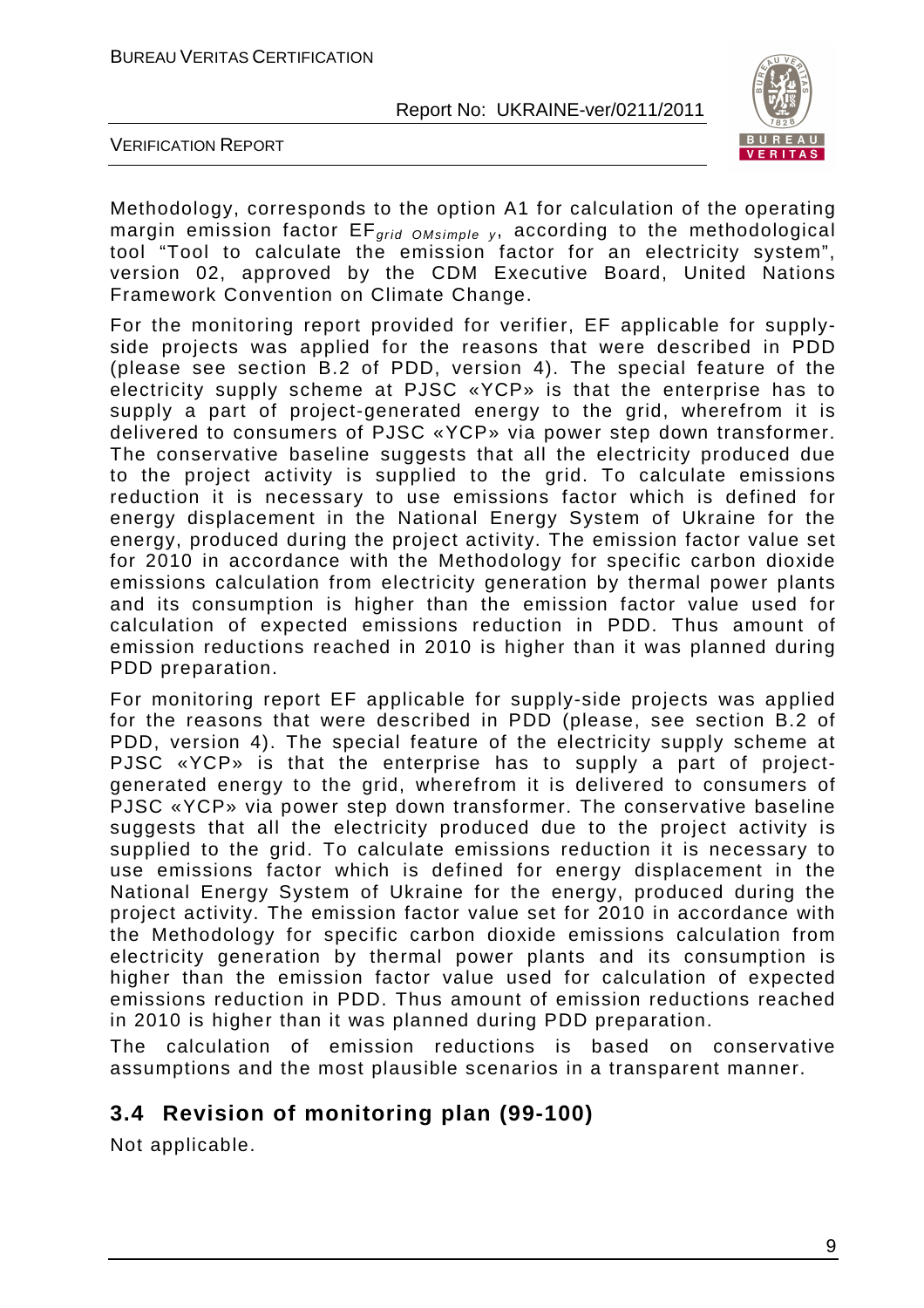Methodology, corresponds to the option A1 for calculation of the operating margin emission factor $EF_{grid\ OMsimple\ y}$, according to the methodological tool "Tool to calculate the emission factor for an electricity system", version 02, approved by the CDM Executive Board, United Nations Framework Convention on Climate Change.

For the monitoring report provided for verifier, EF applicable for supply-side projects was applied for the reasons that were described in PDD (please see section B.2 of PDD, version 4). The special feature of the electricity supply scheme at PJSC «YCP» is that the enterprise has to supply a part of project-generated energy to the grid, wherefrom it is delivered to consumers of PJSC «YCP» via power step down transformer. The conservative baseline suggests that all the electricity produced due to the project activity is supplied to the grid. To calculate emissions reduction it is necessary to use emissions factor which is defined for energy displacement in the National Energy System of Ukraine for the energy, produced during the project activity. The emission factor value set for 2010 in accordance with the Methodology for specific carbon dioxide emissions calculation from electricity generation by thermal power plants and its consumption is higher than the emission factor value used for calculation of expected emissions reduction in PDD. Thus amount of emission reductions reached in 2010 is higher than it was planned during PDD preparation.

For monitoring report EF applicable for supply-side projects was applied for the reasons that were described in PDD (please, see section B.2 of PDD, version 4). The special feature of the electricity supply scheme at PJSC «YCP» is that the enterprise has to supply a part of project-generated energy to the grid, wherefrom it is delivered to consumers of PJSC «YCP» via power step down transformer. The conservative baseline suggests that all the electricity produced due to the project activity is supplied to the grid. To calculate emissions reduction it is necessary to use emissions factor which is defined for energy displacement in the National Energy System of Ukraine for the energy, produced during the project activity. The emission factor value set for 2010 in accordance with the Methodology for specific carbon dioxide emissions calculation from electricity generation by thermal power plants and its consumption is higher than the emission factor value used for calculation of expected emissions reduction in PDD. Thus amount of emission reductions reached in 2010 is higher than it was planned during PDD preparation.

The calculation of emission reductions is based on conservative assumptions and the most plausible scenarios in a transparent manner.

## 3.4 Revision of monitoring plan (99-100)

Not applicable.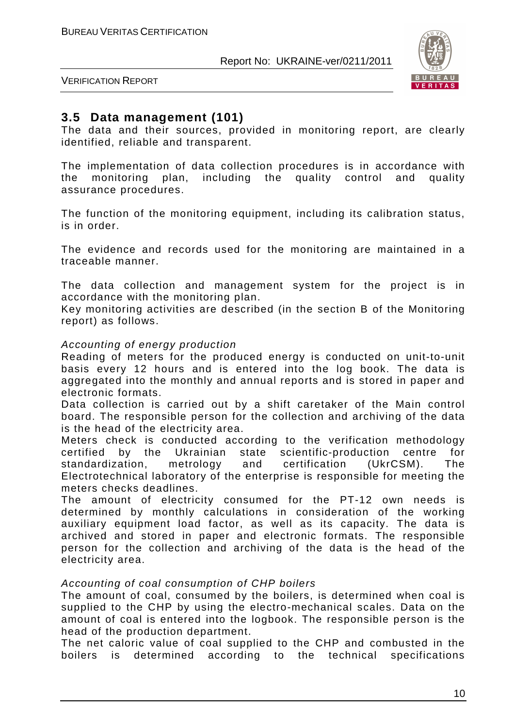## 3.5 Data management (101)

The data and their sources, provided in monitoring report, are clearly identified, reliable and transparent.

The implementation of data collection procedures is in accordance with the monitoring plan, including the quality control and quality assurance procedures.

The function of the monitoring equipment, including its calibration status, is in order.

The evidence and records used for the monitoring are maintained in a traceable manner.

The data collection and management system for the project is in accordance with the monitoring plan.
Key monitoring activities are described (in the section B of the Monitoring report) as follows.

*Accounting of energy production*

Reading of meters for the produced energy is conducted on unit-to-unit basis every 12 hours and is entered into the log book. The data is aggregated into the monthly and annual reports and is stored in paper and electronic formats.
Data collection is carried out by a shift caretaker of the Main control board. The responsible person for the collection and archiving of the data is the head of the electricity area.
Meters check is conducted according to the verification methodology certified by the Ukrainian state scientific-production centre for standardization, metrology and certification (UkrCSM). The Electrotechnical laboratory of the enterprise is responsible for meeting the meters checks deadlines.
The amount of electricity consumed for the PT-12 own needs is determined by monthly calculations in consideration of the working auxiliary equipment load factor, as well as its capacity. The data is archived and stored in paper and electronic formats. The responsible person for the collection and archiving of the data is the head of the electricity area.

*Accounting of coal consumption of CHP boilers*

The amount of coal, consumed by the boilers, is determined when coal is supplied to the CHP by using the electro-mechanical scales. Data on the amount of coal is entered into the logbook. The responsible person is the head of the production department.
The net caloric value of coal supplied to the CHP and combusted in the boilers is determined according to the technical specifications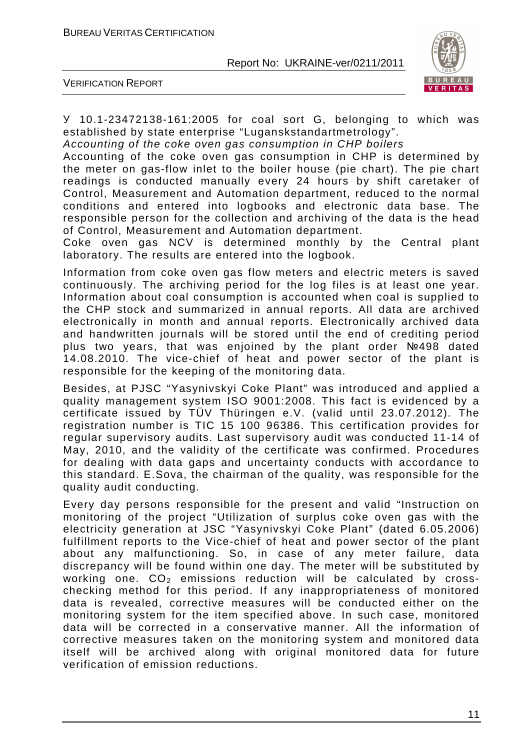У 10.1-23472138-161:2005 for coal sort G, belonging to which was established by state enterprise "Luganskstandartmetrology".

*Accounting of the coke oven gas consumption in CHP boilers*

Accounting of the coke oven gas consumption in CHP is determined by the meter on gas-flow inlet to the boiler house (pie chart). The pie chart readings is conducted manually every 24 hours by shift caretaker of Control, Measurement and Automation department, reduced to the normal conditions and entered into logbooks and electronic data base. The responsible person for the collection and archiving of the data is the head of Control, Measurement and Automation department.

Coke oven gas NCV is determined monthly by the Central plant laboratory. The results are entered into the logbook.

Information from coke oven gas flow meters and electric meters is saved continuously. The archiving period for the log files is at least one year. Information about coal consumption is accounted when coal is supplied to the CHP stock and summarized in annual reports. All data are archived electronically in month and annual reports. Electronically archived data and handwritten journals will be stored until the end of crediting period plus two years, that was enjoined by the plant order №498 dated 14.08.2010. The vice-chief of heat and power sector of the plant is responsible for the keeping of the monitoring data.

Besides, at PJSC "Yasynivskyi Coke Plant" was introduced and applied a quality management system ISO 9001:2008. This fact is evidenced by a certificate issued by TÜV Thüringen e.V. (valid until 23.07.2012). The registration number is TIC 15 100 96386. This certification provides for regular supervisory audits. Last supervisory audit was conducted 11-14 of May, 2010, and the validity of the certificate was confirmed. Procedures for dealing with data gaps and uncertainty conducts with accordance to this standard. E.Sova, the chairman of the quality, was responsible for the quality audit conducting.

Every day persons responsible for the present and valid "Instruction on monitoring of the project "Utilization of surplus coke oven gas with the electricity generation at JSC "Yasynivskyi Coke Plant" (dated 6.05.2006) fulfillment reports to the Vice-chief of heat and power sector of the plant about any malfunctioning. So, in case of any meter failure, data discrepancy will be found within one day. The meter will be substituted by working one. $CO_2$ emissions reduction will be calculated by cross-checking method for this period. If any inappropriateness of monitored data is revealed, corrective measures will be conducted either on the monitoring system for the item specified above. In such case, monitored data will be corrected in a conservative manner. All the information of corrective measures taken on the monitoring system and monitored data itself will be archived along with original monitored data for future verification of emission reductions.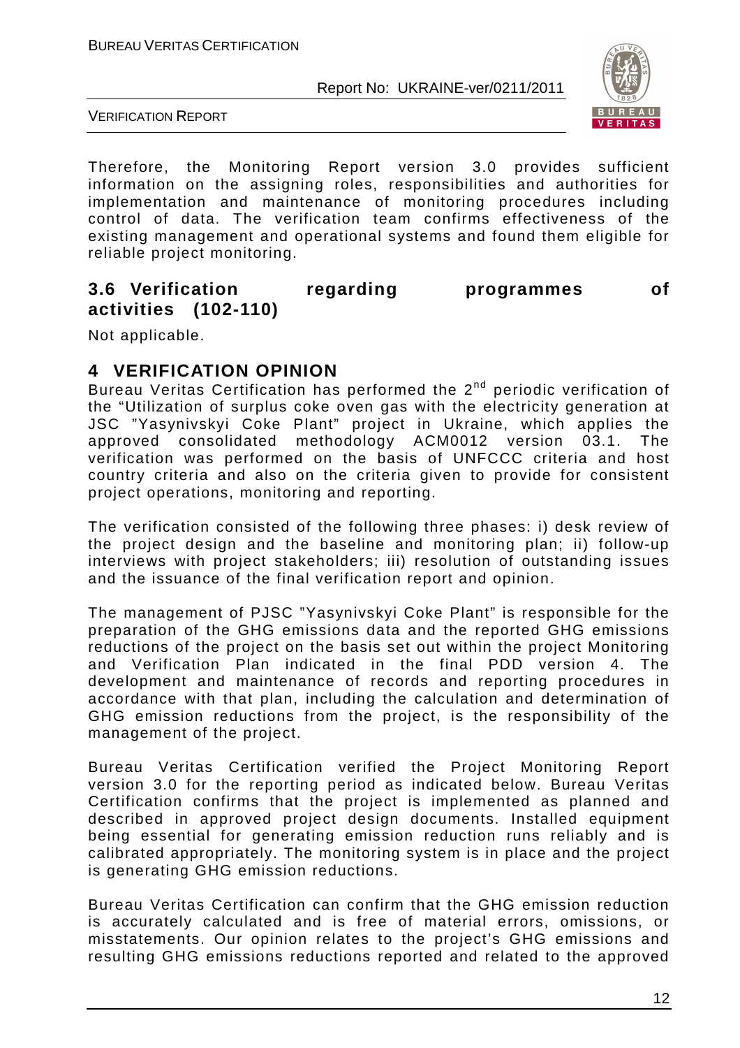Therefore, the Monitoring Report version 3.0 provides sufficient information on the assigning roles, responsibilities and authorities for implementation and maintenance of monitoring procedures including control of data. The verification team confirms effectiveness of the existing management and operational systems and found them eligible for reliable project monitoring.

## 3.6 Verification regarding programmes of activities (102-110)

Not applicable.

# 4 VERIFICATION OPINION

Bureau Veritas Certification has performed the 2nd periodic verification of the "Utilization of surplus coke oven gas with the electricity generation at JSC "Yasynivskyi Coke Plant" project in Ukraine, which applies the approved consolidated methodology ACM0012 version 03.1. The verification was performed on the basis of UNFCCC criteria and host country criteria and also on the criteria given to provide for consistent project operations, monitoring and reporting.

The verification consisted of the following three phases: i) desk review of the project design and the baseline and monitoring plan; ii) follow-up interviews with project stakeholders; iii) resolution of outstanding issues and the issuance of the final verification report and opinion.

The management of PJSC "Yasynivskyi Coke Plant" is responsible for the preparation of the GHG emissions data and the reported GHG emissions reductions of the project on the basis set out within the project Monitoring and Verification Plan indicated in the final PDD version 4. The development and maintenance of records and reporting procedures in accordance with that plan, including the calculation and determination of GHG emission reductions from the project, is the responsibility of the management of the project.

Bureau Veritas Certification verified the Project Monitoring Report version 3.0 for the reporting period as indicated below. Bureau Veritas Certification confirms that the project is implemented as planned and described in approved project design documents. Installed equipment being essential for generating emission reduction runs reliably and is calibrated appropriately. The monitoring system is in place and the project is generating GHG emission reductions.

Bureau Veritas Certification can confirm that the GHG emission reduction is accurately calculated and is free of material errors, omissions, or misstatements. Our opinion relates to the project's GHG emissions and resulting GHG emissions reductions reported and related to the approved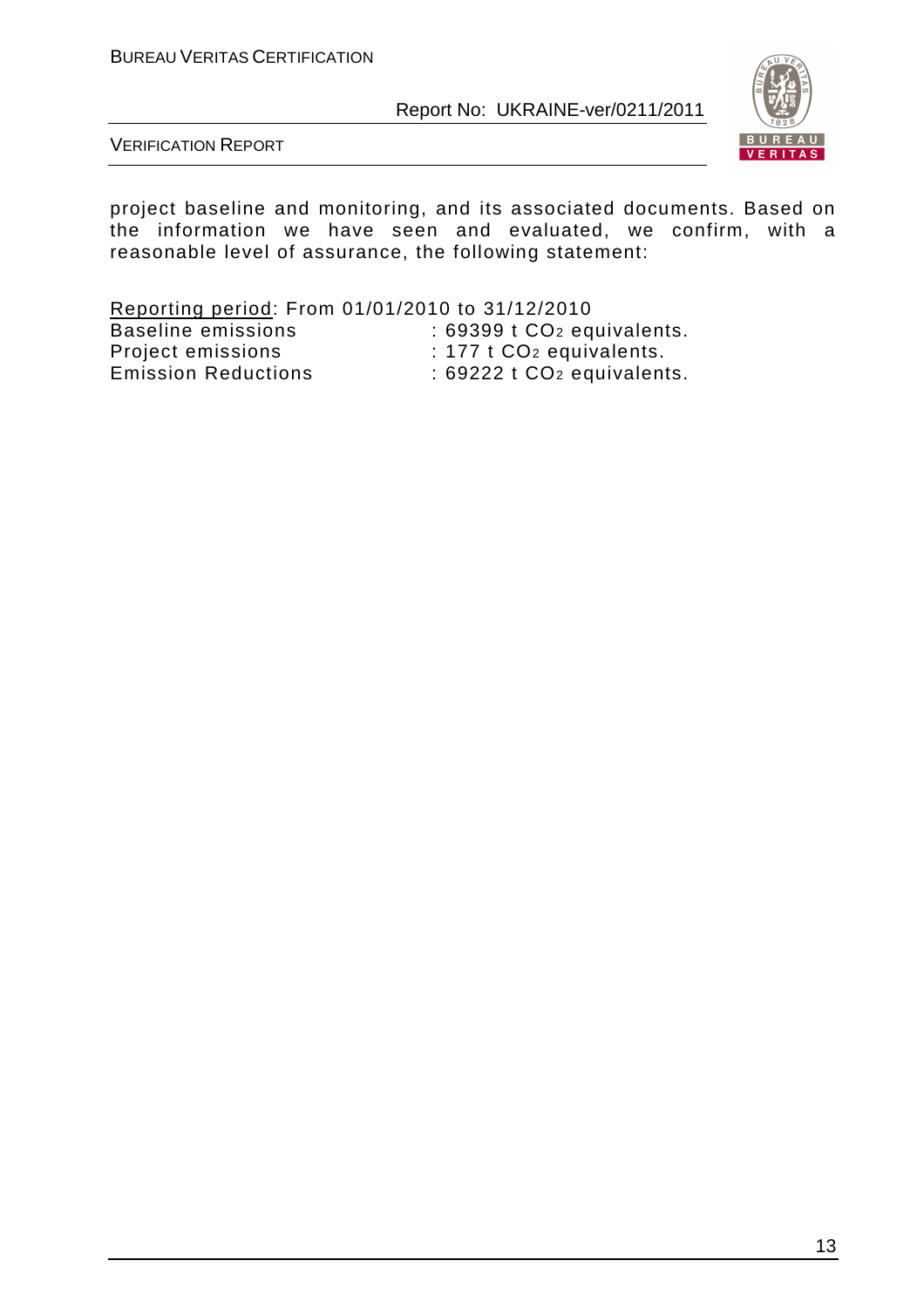project baseline and monitoring, and its associated documents. Based on the information we have seen and evaluated, we confirm, with a reasonable level of assurance, the following statement:

Reporting period: From 01/01/2010 to 31/12/2010

| | |
|---|---|
| Baseline emissions | : 69399 t $CO_2$ equivalents. |
| Project emissions | : 177 t $CO_2$ equivalents. |
| Emission Reductions | : 69222 t $CO_2$ equivalents. |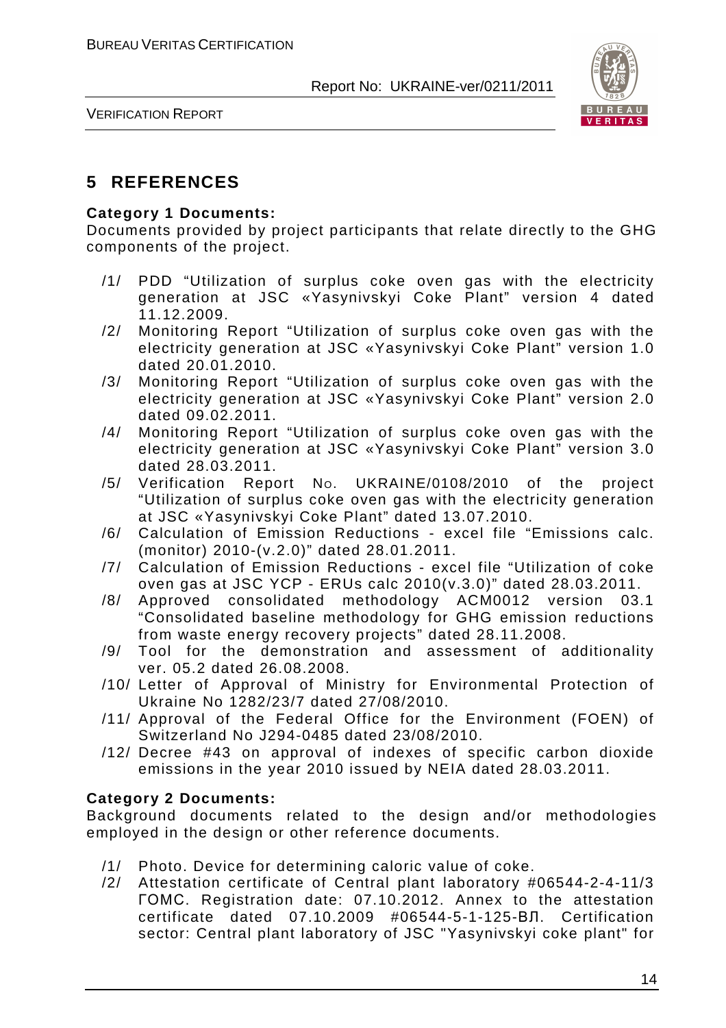# 5 REFERENCES

**Category 1 Documents:**

Documents provided by project participants that relate directly to the GHG components of the project.

/1/ PDD "Utilization of surplus coke oven gas with the electricity generation at JSC «Yasynivskyi Coke Plant" version 4 dated 11.12.2009.

/2/ Monitoring Report "Utilization of surplus coke oven gas with the electricity generation at JSC «Yasynivskyi Coke Plant" version 1.0 dated 20.01.2010.

/3/ Monitoring Report "Utilization of surplus coke oven gas with the electricity generation at JSC «Yasynivskyi Coke Plant" version 2.0 dated 09.02.2011.

/4/ Monitoring Report "Utilization of surplus coke oven gas with the electricity generation at JSC «Yasynivskyi Coke Plant" version 3.0 dated 28.03.2011.

/5/ Verification Report No. UKRAINE/0108/2010 of the project "Utilization of surplus coke oven gas with the electricity generation at JSC «Yasynivskyi Coke Plant" dated 13.07.2010.

/6/ Calculation of Emission Reductions - excel file "Emissions calc. (monitor) 2010-(v.2.0)" dated 28.01.2011.

/7/ Calculation of Emission Reductions - excel file "Utilization of coke oven gas at JSC YCP - ERUs calc 2010(v.3.0)" dated 28.03.2011.

/8/ Approved consolidated methodology ACM0012 version 03.1 "Consolidated baseline methodology for GHG emission reductions from waste energy recovery projects" dated 28.11.2008.

/9/ Tool for the demonstration and assessment of additionality ver. 05.2 dated 26.08.2008.

/10/ Letter of Approval of Ministry for Environmental Protection of Ukraine No 1282/23/7 dated 27/08/2010.

/11/ Approval of the Federal Office for the Environment (FOEN) of Switzerland No J294-0485 dated 23/08/2010.

/12/ Decree #43 on approval of indexes of specific carbon dioxide emissions in the year 2010 issued by NEIA dated 28.03.2011.

**Category 2 Documents:**

Background documents related to the design and/or methodologies employed in the design or other reference documents.

/1/ Photo. Device for determining caloric value of coke.

/2/ Attestation certificate of Central plant laboratory #06544-2-4-11/3 ГОМС. Registration date: 07.10.2012. Annex to the attestation certificate dated 07.10.2009 #06544-5-1-125-ВЛ. Certification sector: Central plant laboratory of JSC "Yasynivskyi coke plant" for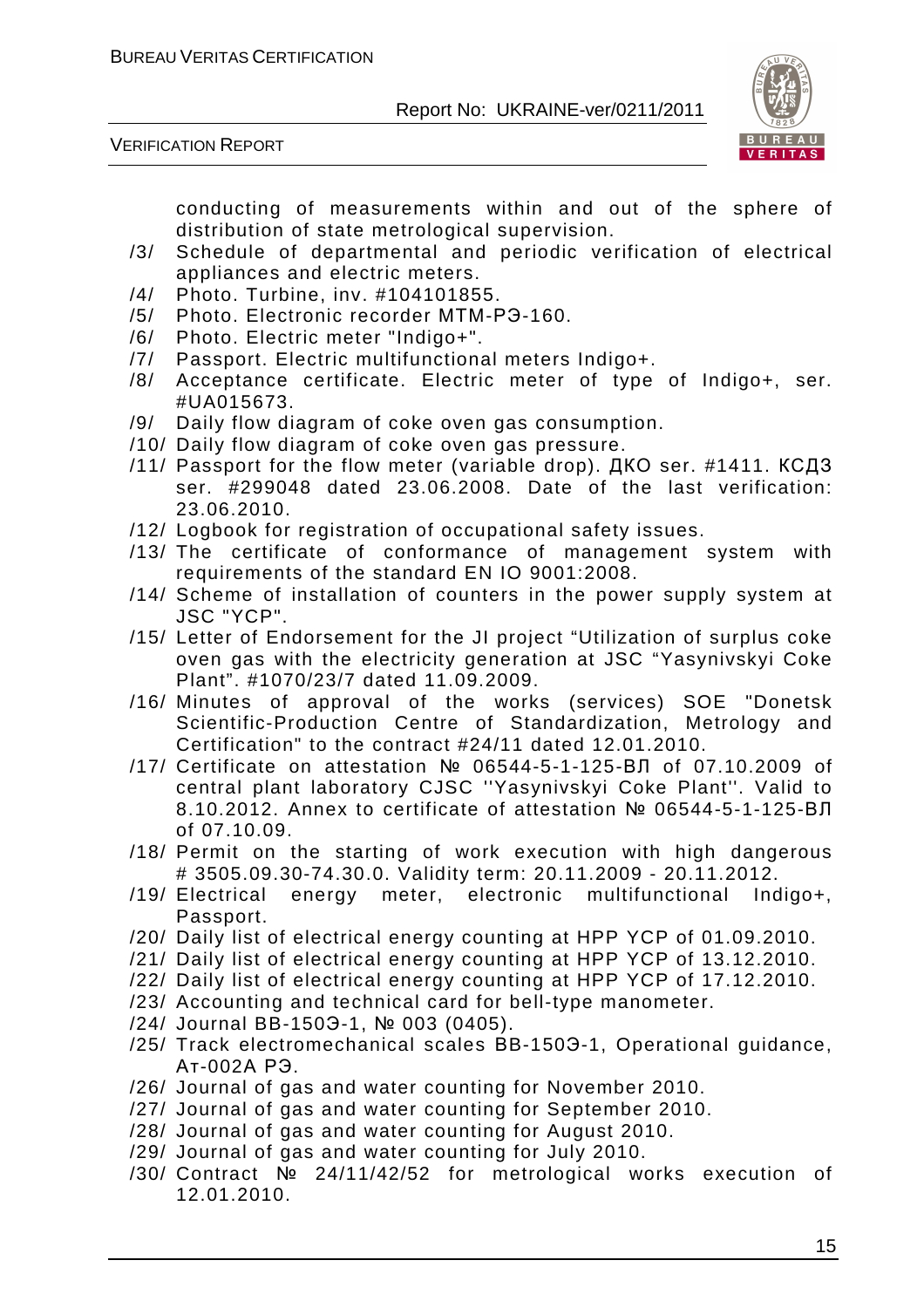conducting of measurements within and out of the sphere of distribution of state metrological supervision.

/3/ Schedule of departmental and periodic verification of electrical appliances and electric meters.
/4/ Photo. Turbine, inv. #104101855.
/5/ Photo. Electronic recorder МТМ-РЭ-160.
/6/ Photo. Electric meter "Indigo+".
/7/ Passport. Electric multifunctional meters Indigo+.
/8/ Acceptance certificate. Electric meter of type of Indigo+, ser. #UA015673.
/9/ Daily flow diagram of coke oven gas consumption.
/10/ Daily flow diagram of coke oven gas pressure.
/11/ Passport for the flow meter (variable drop). ДКО ser. #1411. КСДЗ ser. #299048 dated 23.06.2008. Date of the last verification: 23.06.2010.
/12/ Logbook for registration of occupational safety issues.
/13/ The certificate of conformance of management system with requirements of the standard EN IO 9001:2008.
/14/ Scheme of installation of counters in the power supply system at JSC "YCP".
/15/ Letter of Endorsement for the JI project "Utilization of surplus coke oven gas with the electricity generation at JSC "Yasynivskyi Coke Plant". #1070/23/7 dated 11.09.2009.
/16/ Minutes of approval of the works (services) SOE "Donetsk Scientific-Production Centre of Standardization, Metrology and Certification" to the contract #24/11 dated 12.01.2010.
/17/ Certificate on attestation № 06544-5-1-125-ВЛ of 07.10.2009 of central plant laboratory CJSC ''Yasynivskyi Coke Plant''. Valid to 8.10.2012. Annex to certificate of attestation № 06544-5-1-125-ВЛ of 07.10.09.
/18/ Permit on the starting of work execution with high dangerous # 3505.09.30-74.30.0. Validity term: 20.11.2009 - 20.11.2012.
/19/ Electrical energy meter, electronic multifunctional Indigo+, Passport.
/20/ Daily list of electrical energy counting at HPP YCP of 01.09.2010.
/21/ Daily list of electrical energy counting at HPP YCP of 13.12.2010.
/22/ Daily list of electrical energy counting at HPP YCP of 17.12.2010.
/23/ Accounting and technical card for bell-type manometer.
/24/ Journal ВВ-150Э-1, № 003 (0405).
/25/ Track electromechanical scales ВВ-150Э-1, Operational guidance, Ат-002А РЭ.
/26/ Journal of gas and water counting for November 2010.
/27/ Journal of gas and water counting for September 2010.
/28/ Journal of gas and water counting for August 2010.
/29/ Journal of gas and water counting for July 2010.
/30/ Contract № 24/11/42/52 for metrological works execution of 12.01.2010.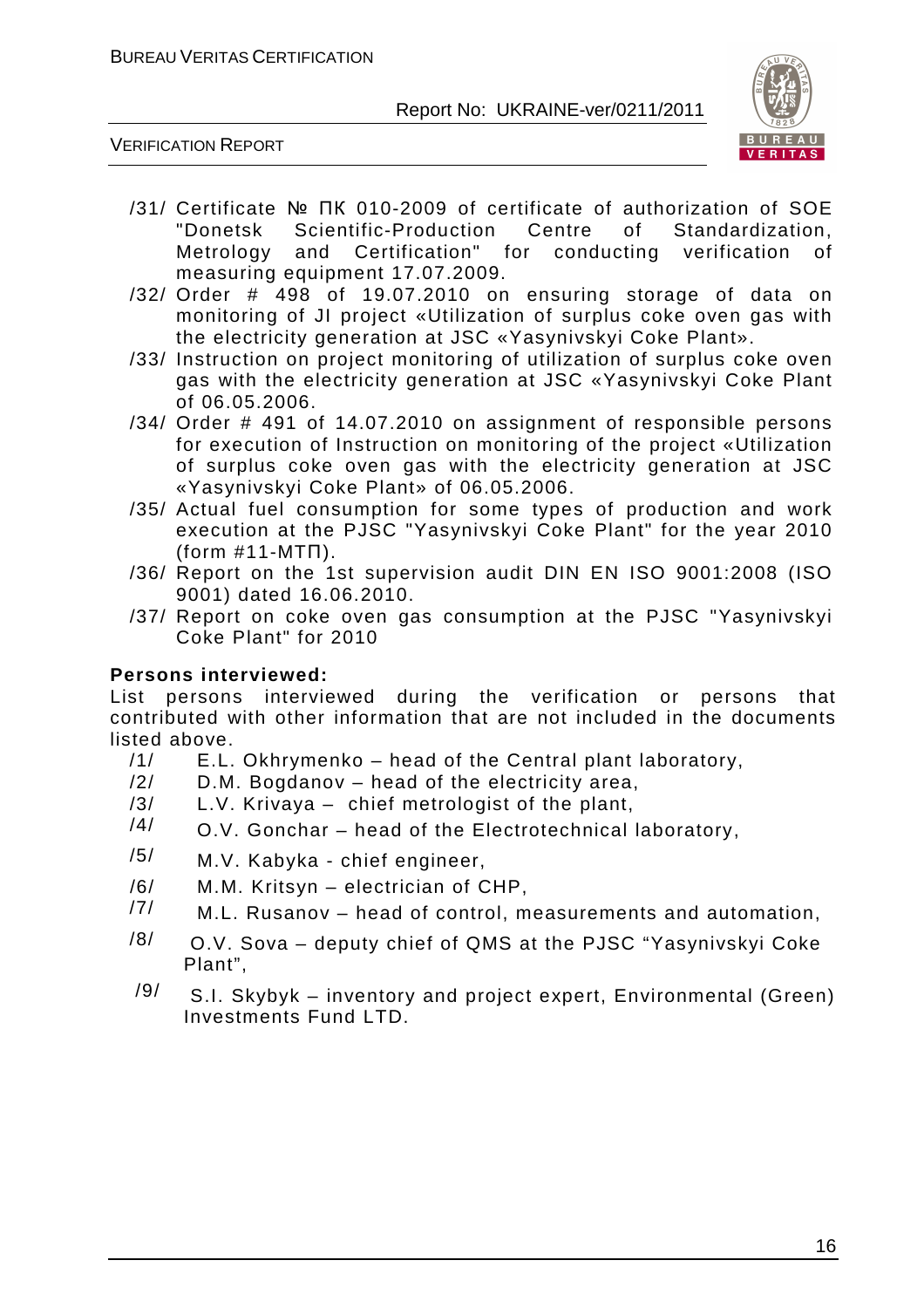/31/ Certificate № ПК 010-2009 of certificate of authorization of SOE "Donetsk Scientific-Production Centre of Standardization, Metrology and Certification" for conducting verification of measuring equipment 17.07.2009.

/32/ Order # 498 of 19.07.2010 on ensuring storage of data on monitoring of JI project «Utilization of surplus coke oven gas with the electricity generation at JSC «Yasynivskyi Coke Plant».

/33/ Instruction on project monitoring of utilization of surplus coke oven gas with the electricity generation at JSC «Yasynivskyi Coke Plant of 06.05.2006.

/34/ Order # 491 of 14.07.2010 on assignment of responsible persons for execution of Instruction on monitoring of the project «Utilization of surplus coke oven gas with the electricity generation at JSC «Yasynivskyi Coke Plant» of 06.05.2006.

/35/ Actual fuel consumption for some types of production and work execution at the PJSC "Yasynivskyi Coke Plant" for the year 2010 (form #11-МТП).

/36/ Report on the 1st supervision audit DIN EN ISO 9001:2008 (ISO 9001) dated 16.06.2010.

/37/ Report on coke oven gas consumption at the PJSC "Yasynivskyi Coke Plant" for 2010

**Persons interviewed:**

List persons interviewed during the verification or persons that contributed with other information that are not included in the documents listed above.

/1/ E.L. Okhrymenko – head of the Central plant laboratory,

/2/ D.M. Bogdanov – head of the electricity area,

/3/ L.V. Krivaya – chief metrologist of the plant,

/4/ O.V. Gonchar – head of the Electrotechnical laboratory,

/5/ M.V. Kabyka - chief engineer,

/6/ M.M. Kritsyn – electrician of CHP,

/7/ M.L. Rusanov – head of control, measurements and automation,

/8/ O.V. Sova – deputy chief of QMS at the PJSC "Yasynivskyi Coke Plant",

/9/ S.I. Skybyk – inventory and project expert, Environmental (Green) Investments Fund LTD.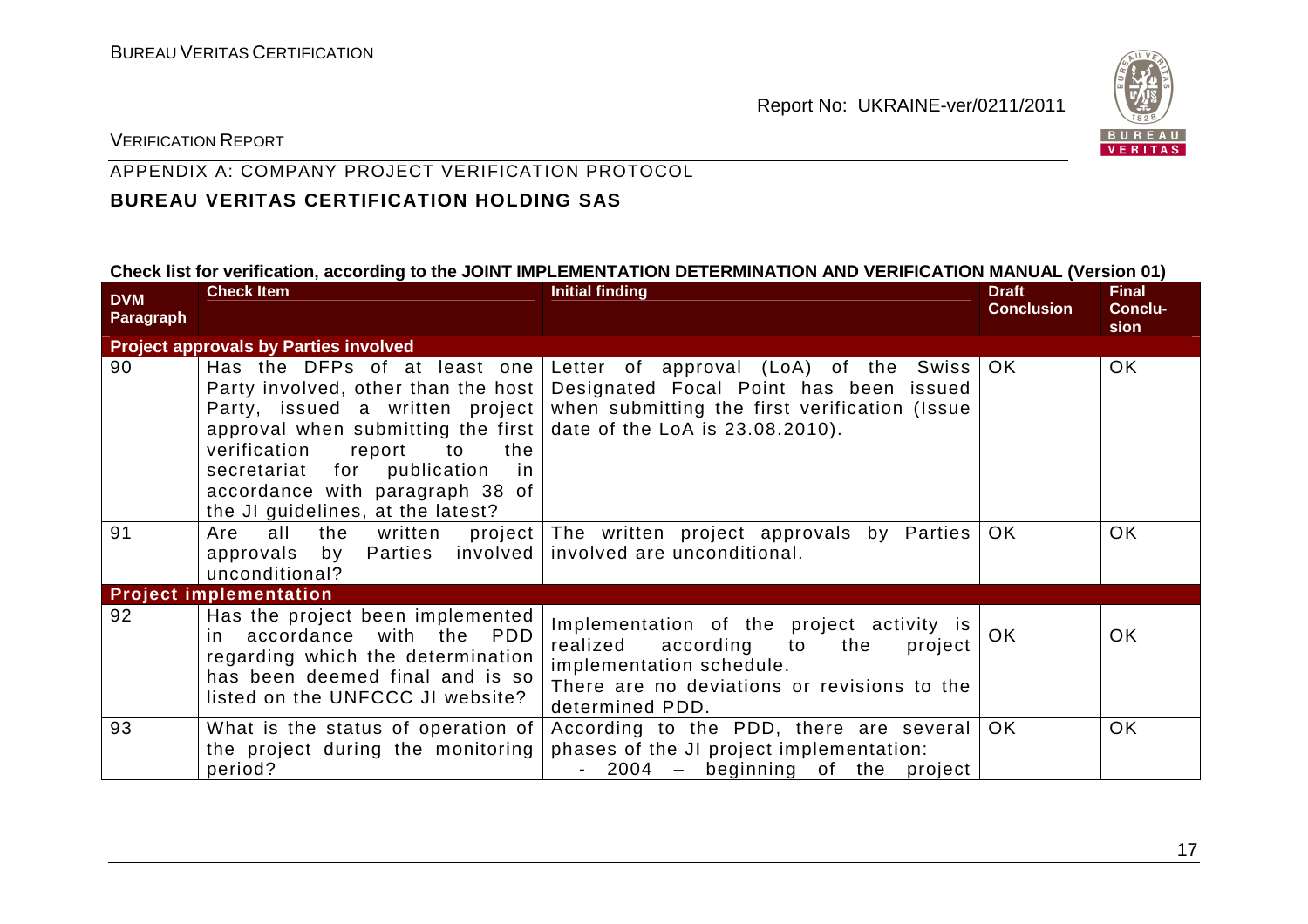VERIFICATION REPORT

APPENDIX A: COMPANY PROJECT VERIFICATION PROTOCOL

**BUREAU VERITAS CERTIFICATION HOLDING SAS**

**Check list for verification, according to the JOINT IMPLEMENTATION DETERMINATION AND VERIFICATION MANUAL (Version 01)**

| DVM Paragraph | Check Item | Initial finding | Draft Conclusion | Final Conclusion |
|---|---|---|---|---|
| **Project approvals by Parties involved** | | | | |
| 90 | Has the DFPs of at least one Party involved, other than the host Party, issued a written project approval when submitting the first verification report to the secretariat for publication in accordance with paragraph 38 of the JI guidelines, at the latest? | Letter of approval (LoA) of the Swiss Designated Focal Point has been issued when submitting the first verification (Issue date of the LoA is 23.08.2010). | OK | OK |
| 91 | Are all the written project approvals by Parties involved unconditional? | The written project approvals by Parties involved are unconditional. | OK | OK |
| **Project implementation** | | | | |
| 92 | Has the project been implemented in accordance with the PDD regarding which the determination has been deemed final and is so listed on the UNFCCC JI website? | Implementation of the project activity is realized according to the project implementation schedule. There are no deviations or revisions to the determined PDD. | OK | OK |
| 93 | What is the status of operation of the project during the monitoring period? | According to the PDD, there are several phases of the JI project implementation: - 2004 – beginning of the project | OK | OK |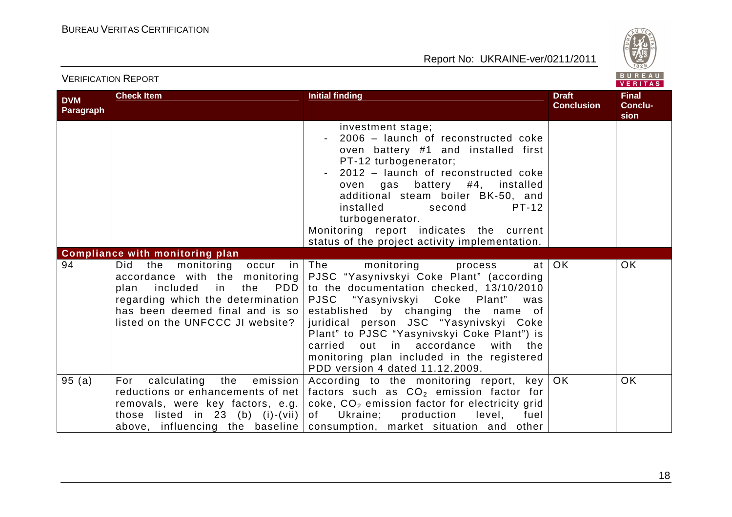| DVM Paragraph | Check Item | Initial finding | Draft Conclusion | Final Conclusion |
|---|---|---|---|---|
| | | investment stage;<br>- 2006 – launch of reconstructed coke oven battery #1 and installed first PT-12 turbogenerator;<br>- 2012 – launch of reconstructed coke oven gas battery #4, installed additional steam boiler BK-50, and installed second PT-12 turbogenerator.<br>Monitoring report indicates the current status of the project activity implementation. | | |
| **Compliance with monitoring plan** | | | | |
| 94 | Did the monitoring occur in accordance with the monitoring plan included in the PDD regarding which the determination has been deemed final and is so listed on the UNFCCC JI website? | The monitoring process at PJSC "Yasynivskyi Coke Plant" (according to the documentation checked, 13/10/2010 PJSC "Yasynivskyi Coke Plant" was established by changing the name of juridical person JSC "Yasynivskyi Coke Plant" to PJSC "Yasynivskyi Coke Plant") is carried out in accordance with the monitoring plan included in the registered PDD version 4 dated 11.12.2009. | OK | OK |
| 95 (a) | For calculating the emission reductions or enhancements of net removals, were key factors, e.g. those listed in 23 (b) (i)-(vii) above, influencing the baseline | According to the monitoring report, key factors such as $CO_2$ emission factor for coke, $CO_2$ emission factor for electricity grid of Ukraine; production level, fuel consumption, market situation and other | OK | OK |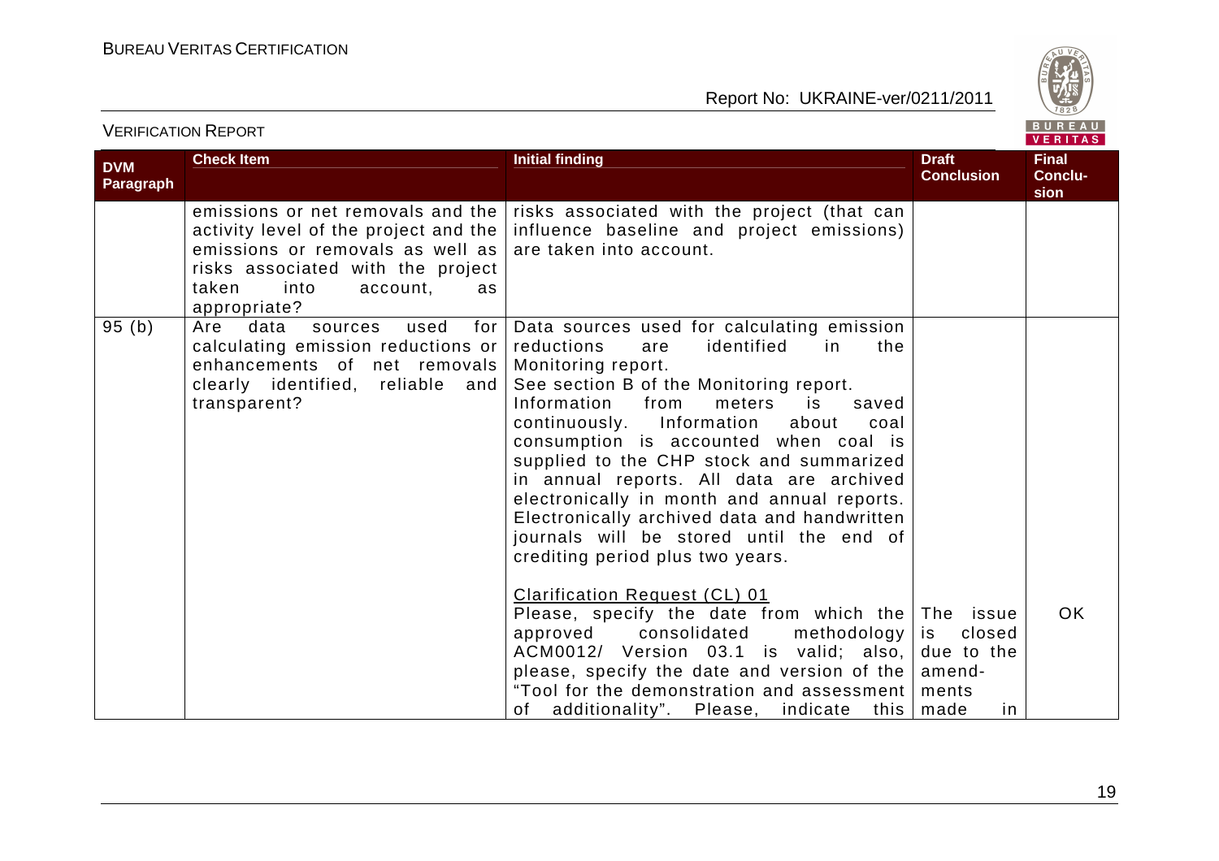| DVM Paragraph | Check Item | Initial finding | Draft Conclusion | Final Conclu-sion |
|---|---|---|---|---|
| | emissions or net removals and the activity level of the project and the emissions or removals as well as risks associated with the project taken into account, as appropriate? | risks associated with the project (that can influence baseline and project emissions) are taken into account. | | |
| 95 (b) | Are data sources used for calculating emission reductions or enhancements of net removals clearly identified, reliable and transparent? | Data sources used for calculating emission reductions are identified in the Monitoring report.<br>See section B of the Monitoring report.<br>Information from meters is saved continuously. Information about coal consumption is accounted when coal is supplied to the CHP stock and summarized in annual reports. All data are archived electronically in month and annual reports. Electronically archived data and handwritten journals will be stored until the end of crediting period plus two years.<br><br><u>Clarification Request (CL) 01</u><br>Please, specify the date from which the approved consolidated methodology ACM0012/ Version 03.1 is valid; also, please, specify the date and version of the "Tool for the demonstration and assessment of additionality". Please, indicate this | The issue is closed due to the amend-ments made in | OK |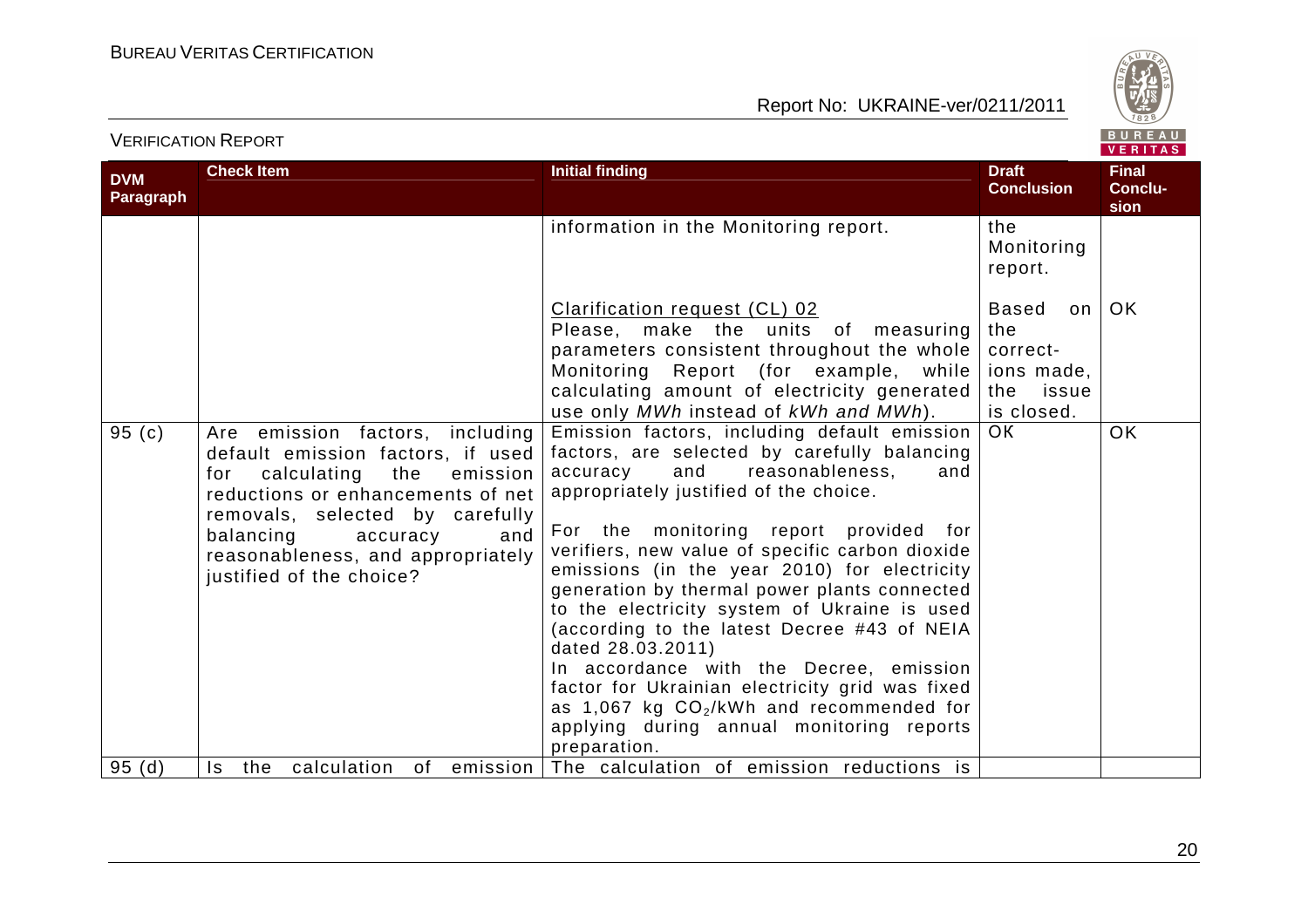| DVM Paragraph | Check Item | Initial finding | Draft Conclusion | Final Conclu-sion |
|---|---|---|---|---|
| | | information in the Monitoring report. | the Monitoring report. | |
| | | Clarification request (CL) 02<br>Please, make the units of measuring parameters consistent throughout the whole Monitoring Report (for example, while calculating amount of electricity generated use only *MWh* instead of *kWh and MWh*). | Based on the correct-ions made, the issue is closed. | OK |
| 95 (c) | Are emission factors, including default emission factors, if used for calculating the emission reductions or enhancements of net removals, selected by carefully balancing accuracy and reasonableness, and appropriately justified of the choice? | Emission factors, including default emission factors, are selected by carefully balancing accuracy and reasonableness, and appropriately justified of the choice.<br><br>For the monitoring report provided for verifiers, new value of specific carbon dioxide emissions (in the year 2010) for electricity generation by thermal power plants connected to the electricity system of Ukraine is used (according to the latest Decree #43 of NEIA dated 28.03.2011)<br>In accordance with the Decree, emission factor for Ukrainian electricity grid was fixed as 1,067 kg $CO_2$/kWh and recommended for applying during annual monitoring reports preparation. | OK | OK |
| 95 (d) | Is the calculation of emission | The calculation of emission reductions is | | |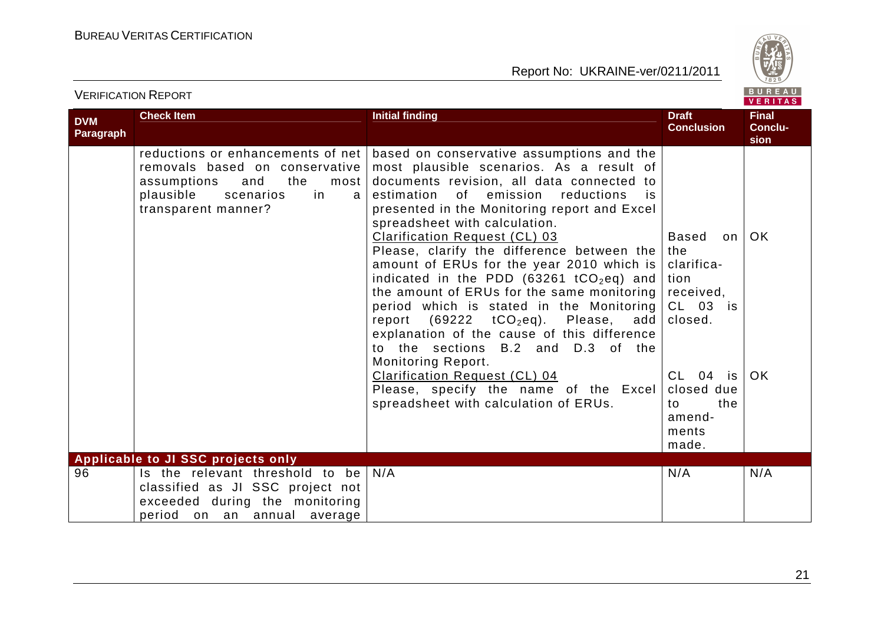| DVM Paragraph | Check Item | Initial finding | Draft Conclusion | Final Conclusion |
|---|---|---|---|---|
| | reductions or enhancements of net removals based on conservative assumptions and the most plausible scenarios in a transparent manner? | based on conservative assumptions and the most plausible scenarios. As a result of documents revision, all data connected to estimation of emission reductions is presented in the Monitoring report and Excel spreadsheet with calculation. | | |
| | | Clarification Request (CL) 03<br>Please, clarify the difference between the amount of ERUs for the year 2010 which is indicated in the PDD (63261 $tCO_2eq$) and the amount of ERUs for the same monitoring period which is stated in the Monitoring report (69222 $tCO_2eq$). Please, add explanation of the cause of this difference to the sections B.2 and D.3 of the Monitoring Report. | Based on the clarification received, CL 03 is closed. | OK |
| | | Clarification Request (CL) 04<br>Please, specify the name of the Excel spreadsheet with calculation of ERUs. | CL 04 is closed due to the amendments made. | OK |
| **Applicable to JI SSC projects only** | | | | |
| 96 | Is the relevant threshold to be classified as JI SSC project not exceeded during the monitoring period on an annual average | N/A | N/A | N/A |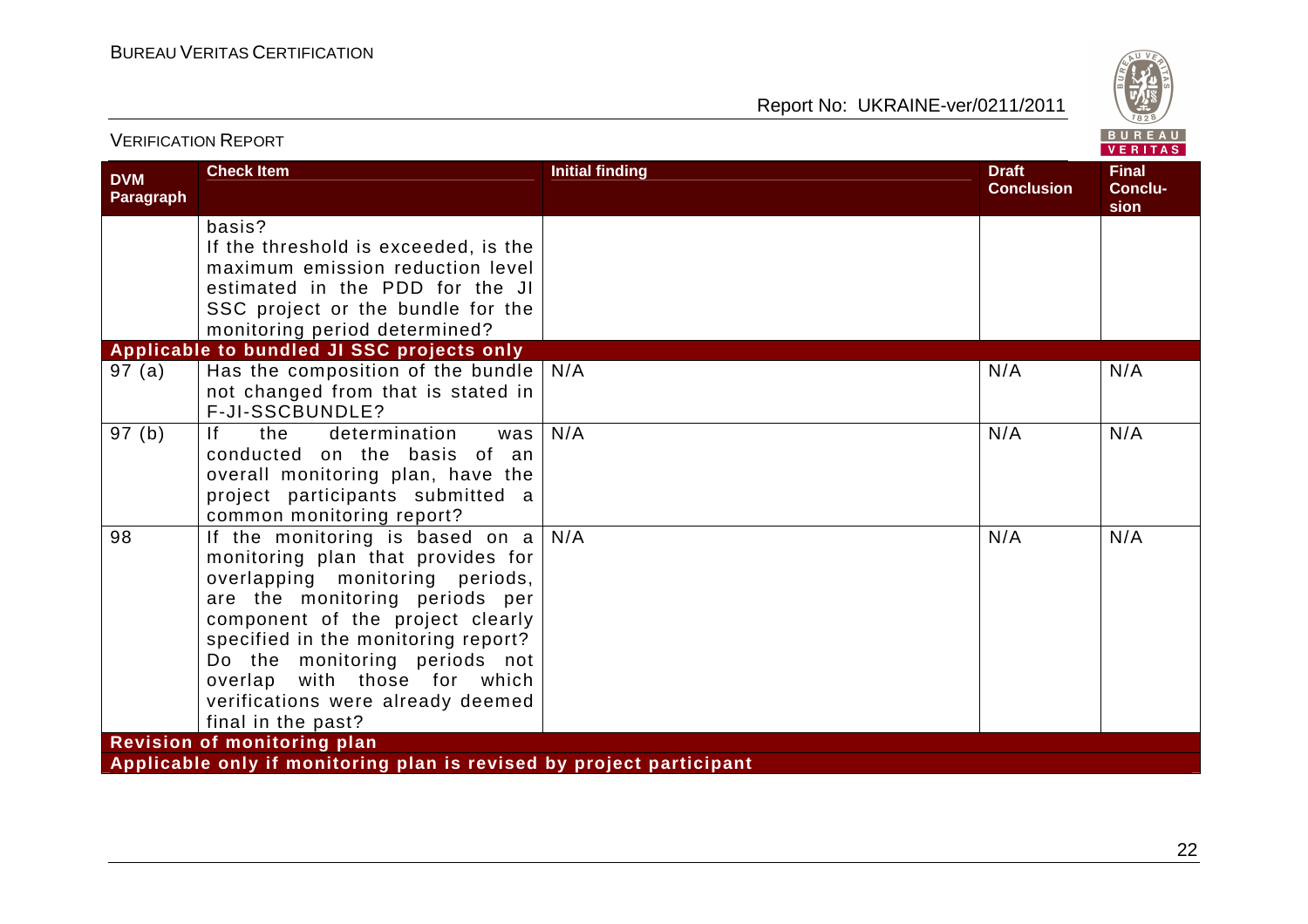| DVM Paragraph | Check Item | Initial finding | Draft Conclusion | Final Conclusion |
|---|---|---|---|---|
| | basis?<br>If the threshold is exceeded, is the maximum emission reduction level estimated in the PDD for the JI SSC project or the bundle for the monitoring period determined? | | | |
| **Applicable to bundled JI SSC projects only** | | | | |
| 97 (a) | Has the composition of the bundle not changed from that is stated in F-JI-SSCBUNDLE? | N/A | N/A | N/A |
| 97 (b) | If the determination was conducted on the basis of an overall monitoring plan, have the project participants submitted a common monitoring report? | N/A | N/A | N/A |
| 98 | If the monitoring is based on a monitoring plan that provides for overlapping monitoring periods, are the monitoring periods per component of the project clearly specified in the monitoring report? Do the monitoring periods not overlap with those for which verifications were already deemed final in the past? | N/A | N/A | N/A |
| **Revision of monitoring plan** | | | | |
| **Applicable only if monitoring plan is revised by project participant** | | | | |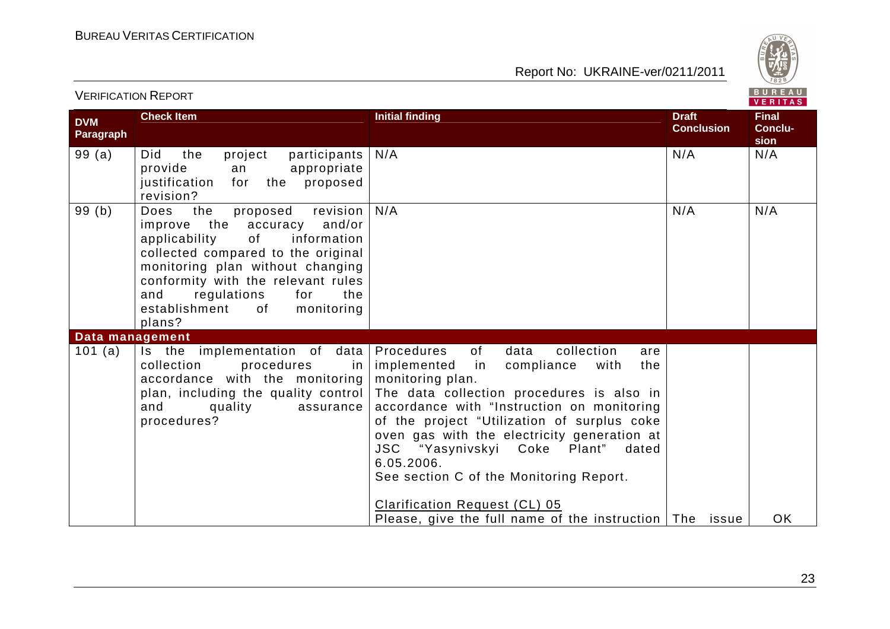| DVM Paragraph | Check Item | Initial finding | Draft Conclusion | Final Conclu-sion |
|---|---|---|---|---|
| 99 (a) | Did the project participants provide an appropriate justification for the proposed revision? | N/A | N/A | N/A |
| 99 (b) | Does the proposed revision improve the accuracy and/or applicability of information collected compared to the original monitoring plan without changing conformity with the relevant rules and regulations for the establishment of monitoring plans? | N/A | N/A | N/A |
| **Data management** | | | | |
| 101 (a) | Is the implementation of data collection procedures in accordance with the monitoring plan, including the quality control and quality assurance procedures? | Procedures of data collection are implemented in compliance with the monitoring plan.<br>The data collection procedures is also in accordance with "Instruction on monitoring of the project "Utilization of surplus coke oven gas with the electricity generation at JSC "Yasynivskyi Coke Plant" dated 6.05.2006.<br>See section C of the Monitoring Report.<br><br><u>Clarification Request (CL) 05</u><br>Please, give the full name of the instruction | The issue | OK |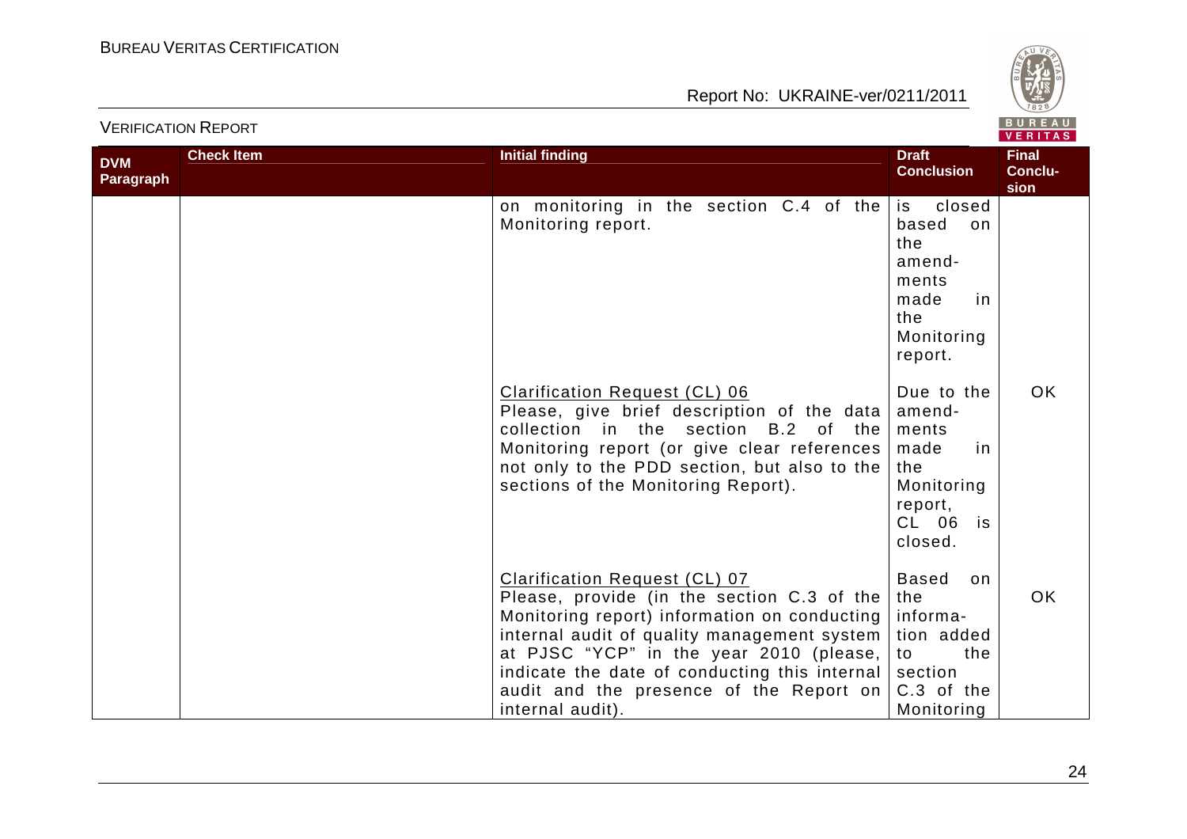| DVM Paragraph | Check Item | Initial finding | Draft Conclusion | Final Conclusion |
|---|---|---|---|---|
| | | on monitoring in the section C.4 of the Monitoring report. | is closed based on the amendments made in the Monitoring report. | |
| | | Clarification Request (CL) 06<br>Please, give brief description of the data collection in the section B.2 of the Monitoring report (or give clear references not only to the PDD section, but also to the sections of the Monitoring Report). | Due to the amendments made in the Monitoring report, CL 06 is closed. | OK |
| | | Clarification Request (CL) 07<br>Please, provide (in the section C.3 of the Monitoring report) information on conducting internal audit of quality management system at PJSC "YCP" in the year 2010 (please, indicate the date of conducting this internal audit and the presence of the Report on internal audit). | Based on the information added to the section C.3 of the Monitoring | OK |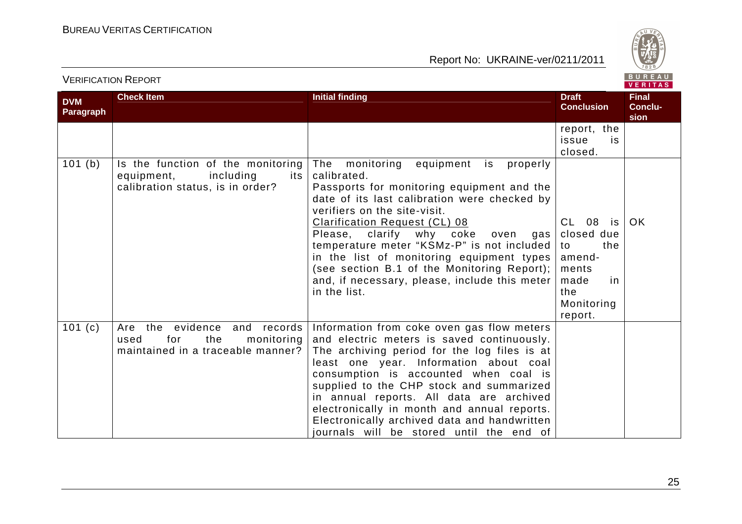| DVM Paragraph | Check Item | Initial finding | Draft Conclusion | Final Conclusion |
|---|---|---|---|---|
| | | | report, the issue is closed. | |
| 101 (b) | Is the function of the monitoring equipment, including its calibration status, is in order? | The monitoring equipment is properly calibrated.<br>Passports for monitoring equipment and the date of its last calibration were checked by verifiers on the site-visit.<br><u>Clarification Request (CL) 08</u><br>Please, clarify why coke oven gas temperature meter "KSMz-P" is not included in the list of monitoring equipment types (see section B.1 of the Monitoring Report); and, if necessary, please, include this meter in the list. | CL 08 is closed due to the amendments made in the Monitoring report. | OK |
| 101 (c) | Are the evidence and records used for the monitoring maintained in a traceable manner? | Information from coke oven gas flow meters and electric meters is saved continuously. The archiving period for the log files is at least one year. Information about coal consumption is accounted when coal is supplied to the CHP stock and summarized in annual reports. All data are archived electronically in month and annual reports. Electronically archived data and handwritten journals will be stored until the end of | | |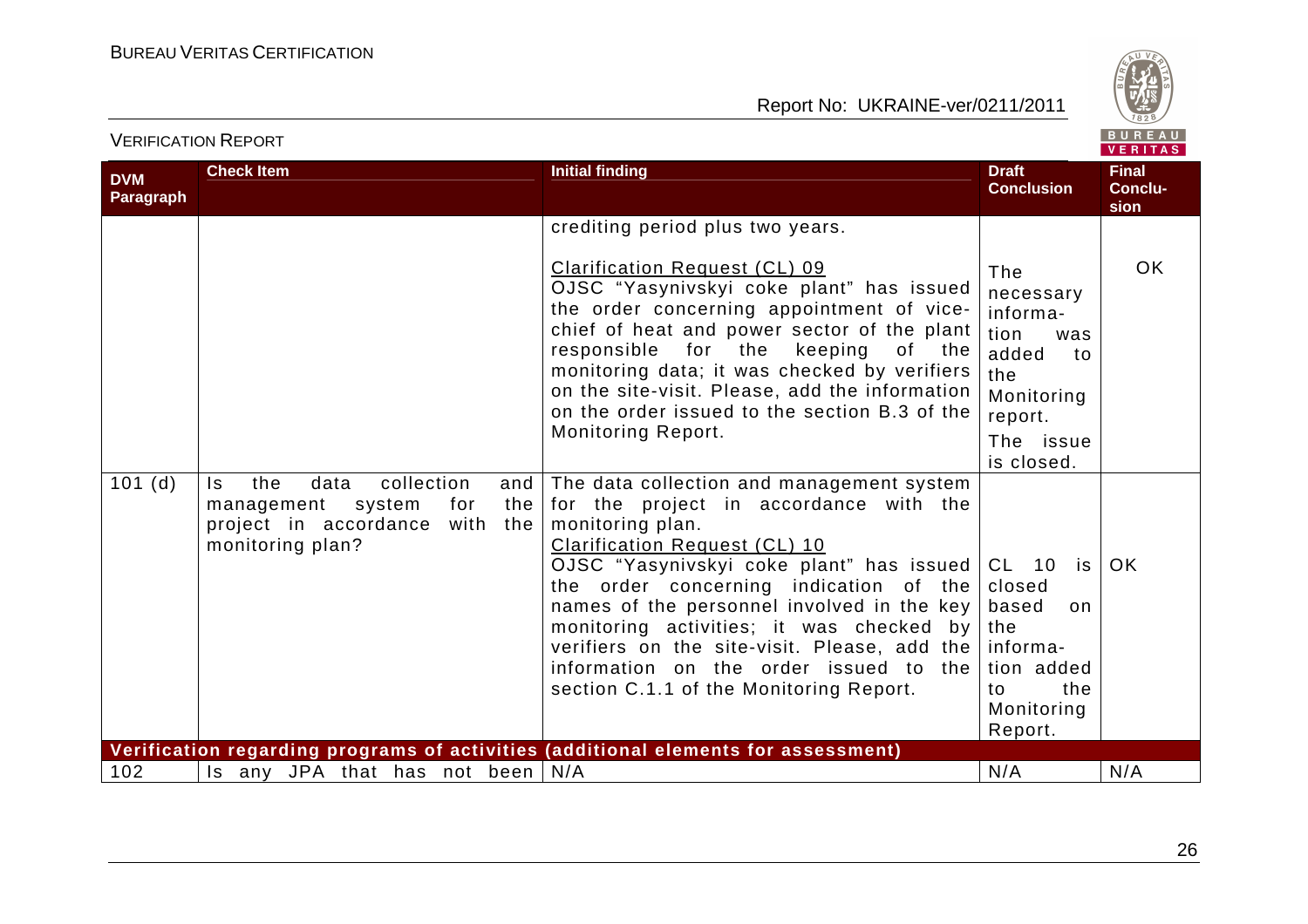| DVM Paragraph | Check Item | Initial finding | Draft Conclusion | Final Conclusion |
|---|---|---|---|---|
| | | crediting period plus two years.<br><br><u>Clarification Request (CL) 09</u><br>OJSC "Yasynivskyi coke plant" has issued the order concerning appointment of vice-chief of heat and power sector of the plant responsible for the keeping of the monitoring data; it was checked by verifiers on the site-visit. Please, add the information on the order issued to the section B.3 of the Monitoring Report. | The necessary information was added to the Monitoring report. The issue is closed. | OK |
| 101 (d) | Is the data collection and management system for the project in accordance with the monitoring plan? | The data collection and management system for the project in accordance with the monitoring plan.<br><u>Clarification Request (CL) 10</u><br>OJSC "Yasynivskyi coke plant" has issued the order concerning indication of the names of the personnel involved in the key monitoring activities; it was checked by verifiers on the site-visit. Please, add the information on the order issued to the section C.1.1 of the Monitoring Report. | CL 10 is closed based on the information added to the Monitoring Report. | OK |
| **Verification regarding programs of activities (additional elements for assessment)** | | | | |
| 102 | Is any JPA that has not been | N/A | N/A | N/A |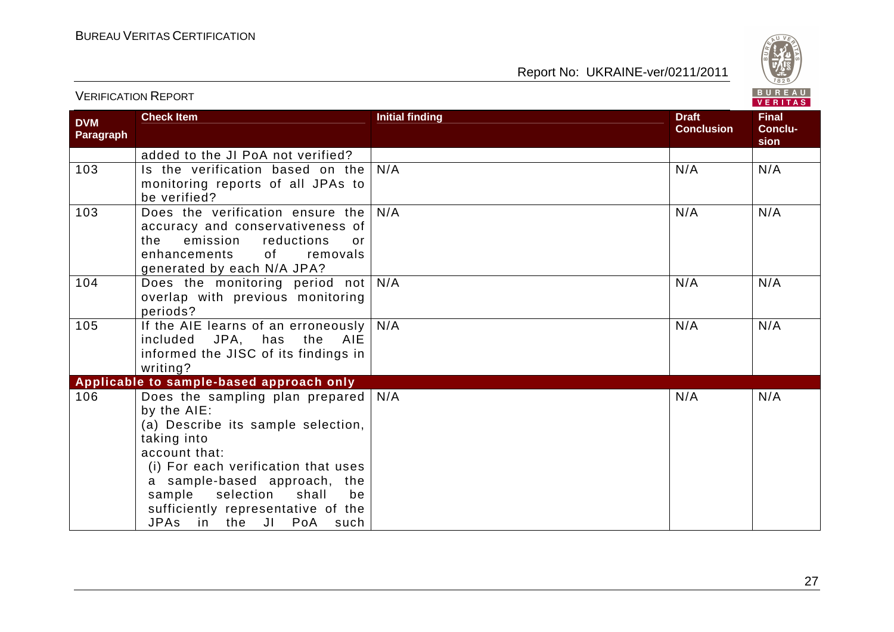| DVM Paragraph | Check Item | Initial finding | Draft Conclusion | Final Conclusion |
|---|---|---|---|---|
| | added to the JI PoA not verified? | | | |
| 103 | Is the verification based on the monitoring reports of all JPAs to be verified? | N/A | N/A | N/A |
| 103 | Does the verification ensure the accuracy and conservativeness of the emission reductions or enhancements of removals generated by each N/A JPA? | N/A | N/A | N/A |
| 104 | Does the monitoring period not overlap with previous monitoring periods? | N/A | N/A | N/A |
| 105 | If the AIE learns of an erroneously included JPA, has the AIE informed the JISC of its findings in writing? | N/A | N/A | N/A |
| **Applicable to sample-based approach only** | | | | |
| 106 | Does the sampling plan prepared by the AIE:<br>(a) Describe its sample selection, taking into account that:<br>(i) For each verification that uses a sample-based approach, the sample selection shall be sufficiently representative of the JPAs in the JI PoA such | N/A | N/A | N/A |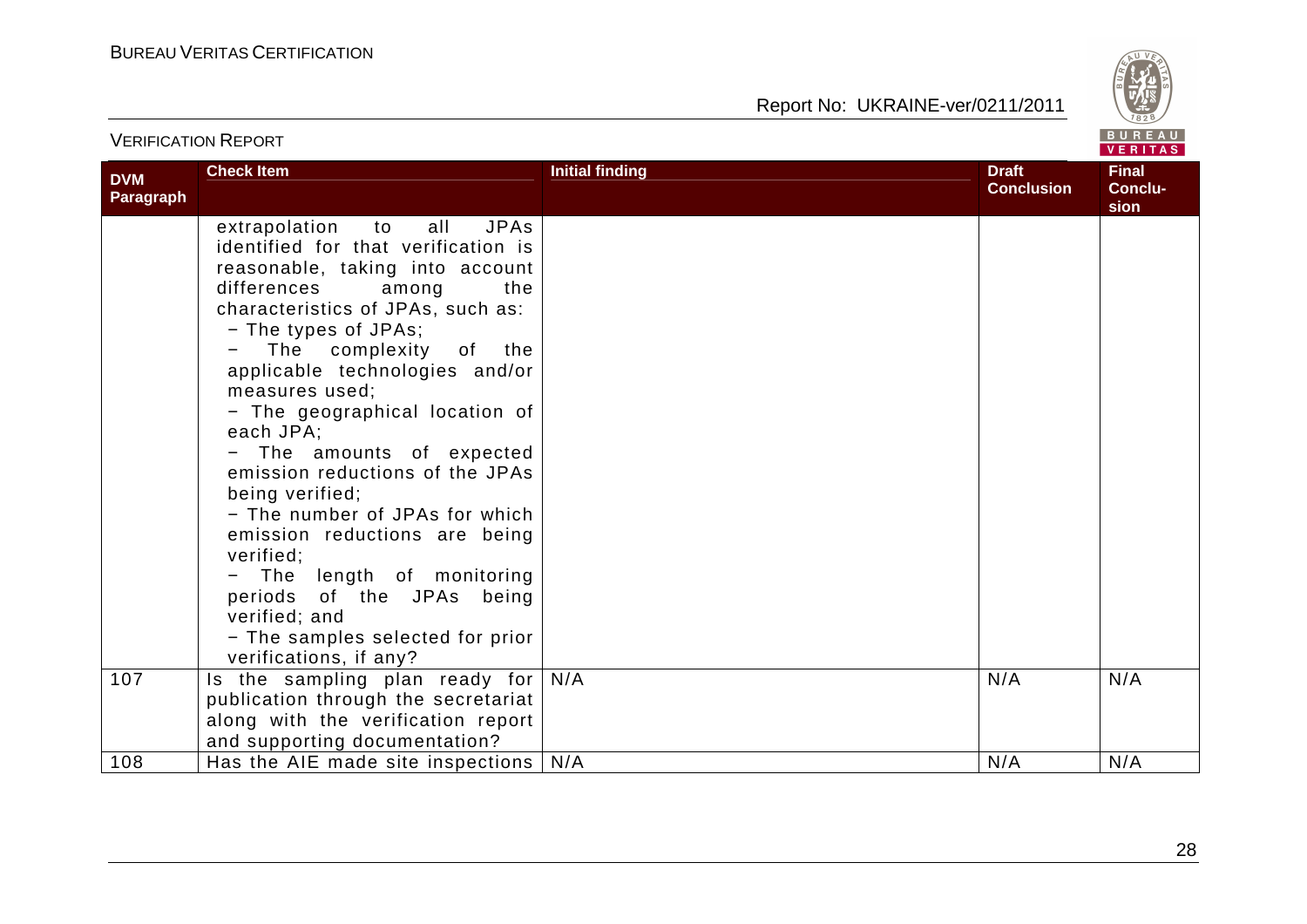| DVM Paragraph | Check Item | Initial finding | Draft Conclusion | Final Conclusion |
|---|---|---|---|---|
| | extrapolation to all JPAs identified for that verification is reasonable, taking into account differences among the characteristics of JPAs, such as:<br>− The types of JPAs;<br>− The complexity of the applicable technologies and/or measures used;<br>− The geographical location of each JPA;<br>− The amounts of expected emission reductions of the JPAs being verified;<br>− The number of JPAs for which emission reductions are being verified;<br>− The length of monitoring periods of the JPAs being verified; and<br>− The samples selected for prior verifications, if any? | | | |
| 107 | Is the sampling plan ready for publication through the secretariat along with the verification report and supporting documentation? | N/A | N/A | N/A |
| 108 | Has the AIE made site inspections | N/A | N/A | N/A |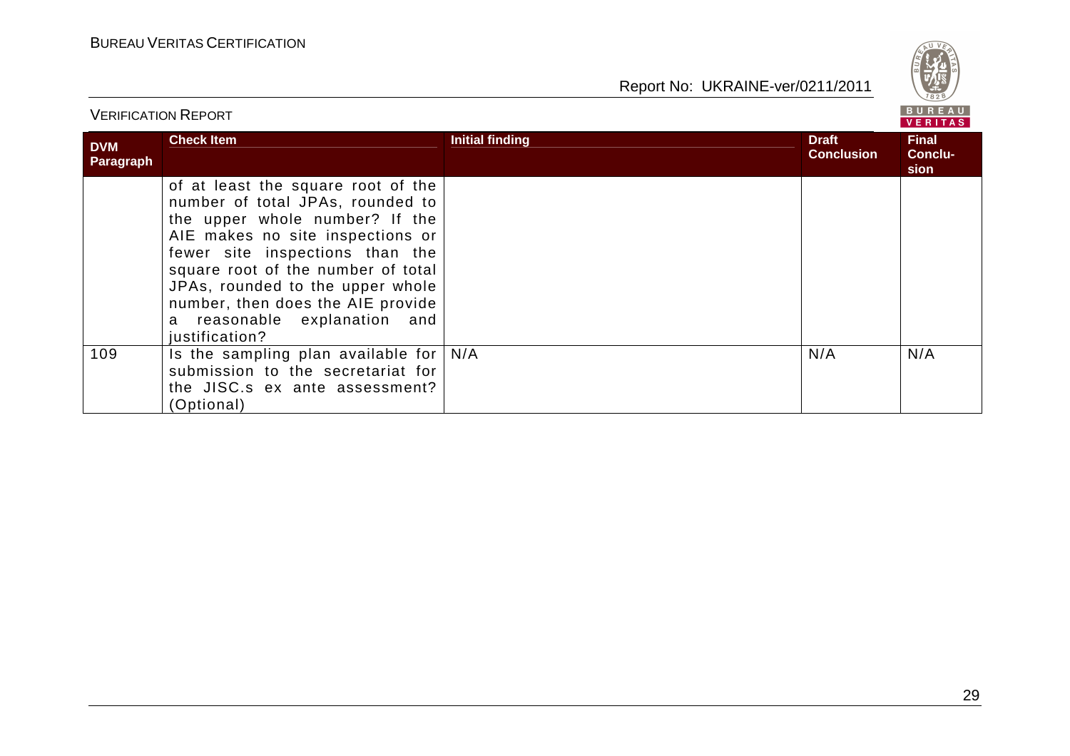| DVM Paragraph | Check Item | Initial finding | Draft Conclusion | Final Conclusion |
|---|---|---|---|---|
| | of at least the square root of the number of total JPAs, rounded to the upper whole number? If the AIE makes no site inspections or fewer site inspections than the square root of the number of total JPAs, rounded to the upper whole number, then does the AIE provide a reasonable explanation and justification? | | | |
| 109 | Is the sampling plan available for submission to the secretariat for the JISC.s ex ante assessment? (Optional) | N/A | N/A | N/A |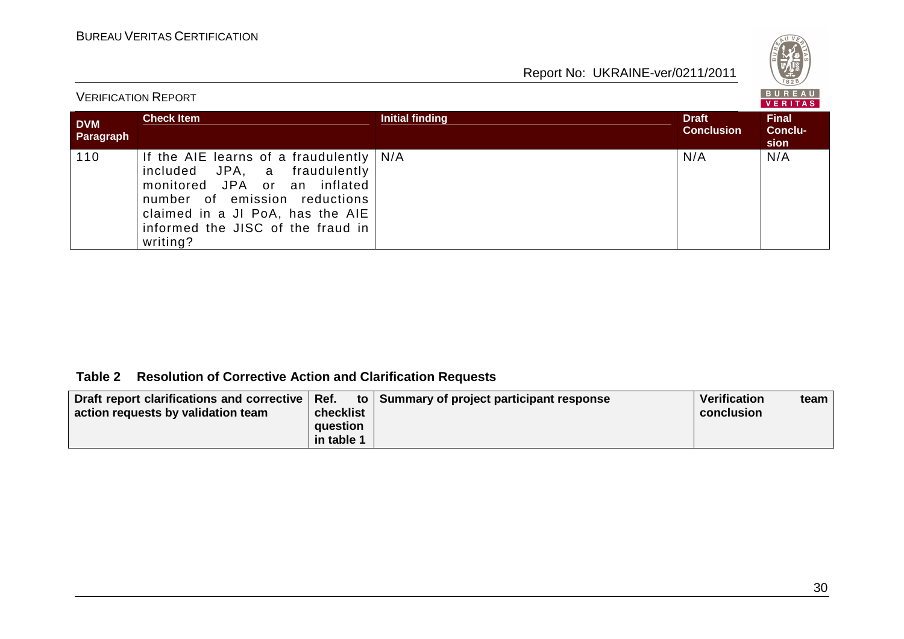| DVM Paragraph | Check Item | Initial finding | Draft Conclusion | Final Conclusion |
|---|---|---|---|---|
| 110 | If the AIE learns of a fraudulently included JPA, a fraudulently monitored JPA or an inflated number of emission reductions claimed in a JI PoA, has the AIE informed the JISC of the fraud in writing? | N/A | N/A | N/A |

**Table 2 Resolution of Corrective Action and Clarification Requests**

| Draft report clarifications and corrective action requests by validation team | Ref. to checklist question in table 1 | Summary of project participant response | Verification team conclusion |
|---|---|---|---|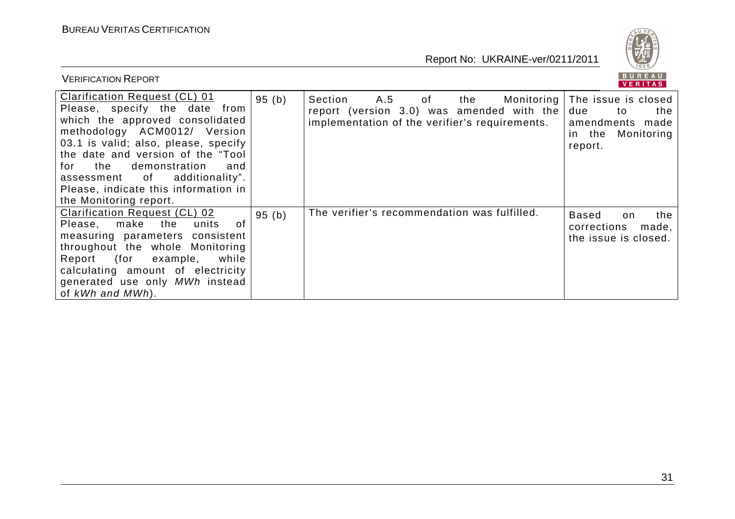| Clarification Request (CL) 01 Please, specify the date from which the approved consolidated methodology ACM0012/ Version 03.1 is valid; also, please, specify the date and version of the "Tool for the demonstration and assessment of additionality". Please, indicate this information in the Monitoring report. | 95 (b) | Section A.5 of the Monitoring report (version 3.0) was amended with the implementation of the verifier's requirements. | The issue is closed due to the amendments made in the Monitoring report. |
|---|---|---|---|
| Clarification Request (CL) 02 Please, make the units of measuring parameters consistent throughout the whole Monitoring Report (for example, while calculating amount of electricity generated use only *MWh* instead of *kWh and MWh*). | 95 (b) | The verifier's recommendation was fulfilled. | Based on the corrections made, the issue is closed. |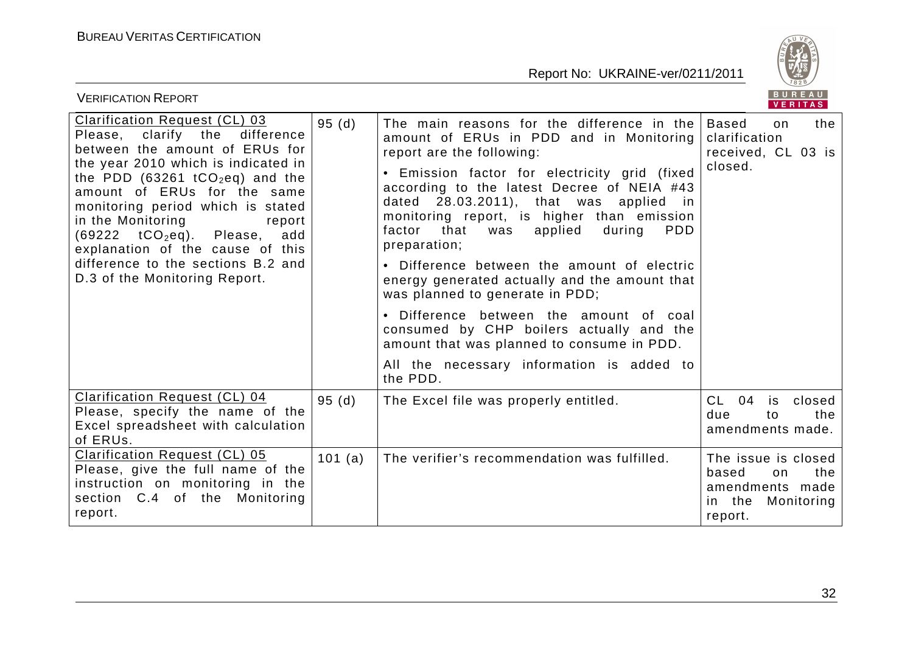| Clarification Request (CL) 03 Please, clarify the difference between the amount of ERUs for the year 2010 which is indicated in the PDD (63261 $tCO_2eq$) and the amount of ERUs for the same monitoring period which is stated in the Monitoring report (69222 $tCO_2eq$). Please, add explanation of the cause of this difference to the sections B.2 and D.3 of the Monitoring Report. | 95 (d) | The main reasons for the difference in the amount of ERUs in PDD and in Monitoring report are the following:<br>• Emission factor for electricity grid (fixed according to the latest Decree of NEIA #43 dated 28.03.2011), that was applied in monitoring report, is higher than emission factor that was applied during PDD preparation;<br>• Difference between the amount of electric energy generated actually and the amount that was planned to generate in PDD;<br>• Difference between the amount of coal consumed by CHP boilers actually and the amount that was planned to consume in PDD.<br>All the necessary information is added to the PDD. | Based on the clarification received, CL 03 is closed. |
|---|---|---|---|
| Clarification Request (CL) 04 Please, specify the name of the Excel spreadsheet with calculation of ERUs. | 95 (d) | The Excel file was properly entitled. | CL 04 is closed due to the amendments made. |
| Clarification Request (CL) 05 Please, give the full name of the instruction on monitoring in the section C.4 of the Monitoring report. | 101 (a) | The verifier's recommendation was fulfilled. | The issue is closed based on the amendments made in the Monitoring report. |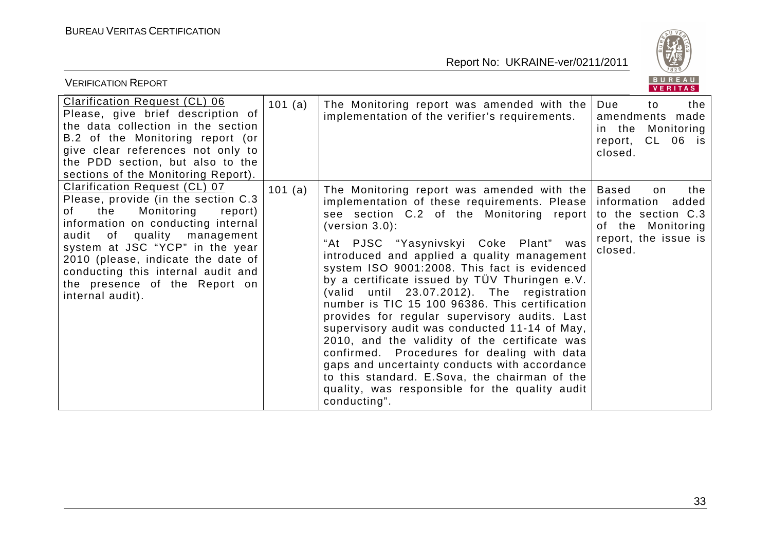| Clarification Request (CL) 06 Please, give brief description of the data collection in the section B.2 of the Monitoring report (or give clear references not only to the PDD section, but also to the sections of the Monitoring Report). | 101 (a) | The Monitoring report was amended with the implementation of the verifier's requirements. | Due to the amendments made in the Monitoring report, CL 06 is closed. |
|---|---|---|---|
| Clarification Request (CL) 07 Please, provide (in the section C.3 of the Monitoring report) information on conducting internal audit of quality management system at JSC "YCP" in the year 2010 (please, indicate the date of conducting this internal audit and the presence of the Report on internal audit). | 101 (a) | The Monitoring report was amended with the implementation of these requirements. Please see section C.2 of the Monitoring report (version 3.0):<br><br>"At PJSC "Yasynivskyi Coke Plant" was introduced and applied a quality management system ISO 9001:2008. This fact is evidenced by a certificate issued by TÜV Thuringen e.V. (valid until 23.07.2012). The registration number is TIC 15 100 96386. This certification provides for regular supervisory audits. Last supervisory audit was conducted 11-14 of May, 2010, and the validity of the certificate was confirmed. Procedures for dealing with data gaps and uncertainty conducts with accordance to this standard. E.Sova, the chairman of the quality, was responsible for the quality audit conducting". | Based on the information added to the section C.3 of the Monitoring report, the issue is closed. |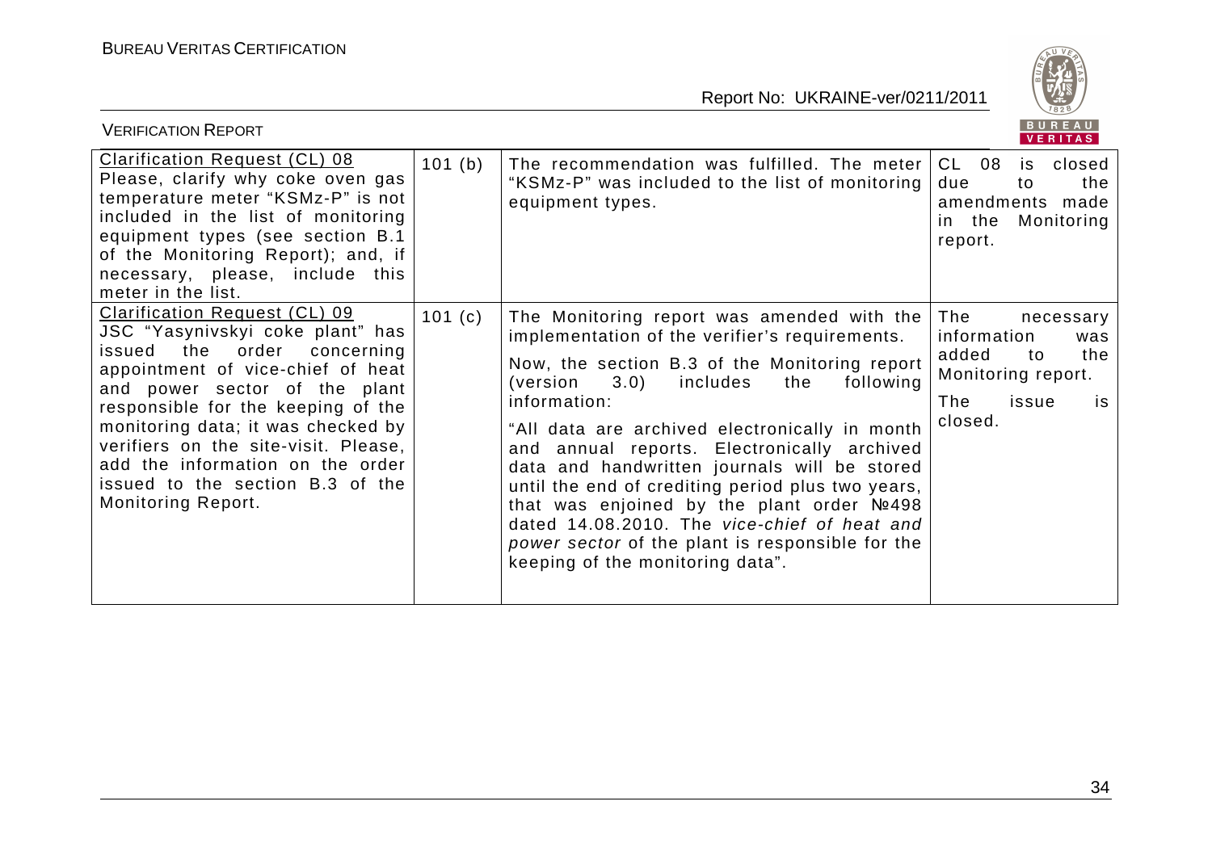| Clarification Request (CL) 08<br>Please, clarify why coke oven gas temperature meter "KSMz-P" is not included in the list of monitoring equipment types (see section B.1 of the Monitoring Report); and, if necessary, please, include this meter in the list. | 101 (b) | The recommendation was fulfilled. The meter "KSMz-P" was included to the list of monitoring equipment types. | CL 08 is closed due to the amendments made in the Monitoring report. |
|---|---|---|---|
| Clarification Request (CL) 09<br>JSC "Yasynivskyi coke plant" has issued the order concerning appointment of vice-chief of heat and power sector of the plant responsible for the keeping of the monitoring data; it was checked by verifiers on the site-visit. Please, add the information on the order issued to the section B.3 of the Monitoring Report. | 101 (c) | The Monitoring report was amended with the implementation of the verifier's requirements.<br><br>Now, the section B.3 of the Monitoring report (version 3.0) includes the following information:<br><br>"All data are archived electronically in month and annual reports. Electronically archived data and handwritten journals will be stored until the end of crediting period plus two years, that was enjoined by the plant order №498 dated 14.08.2010. The *vice-chief of heat and power sector* of the plant is responsible for the keeping of the monitoring data". | The necessary information was added to the Monitoring report.<br><br>The issue is closed. |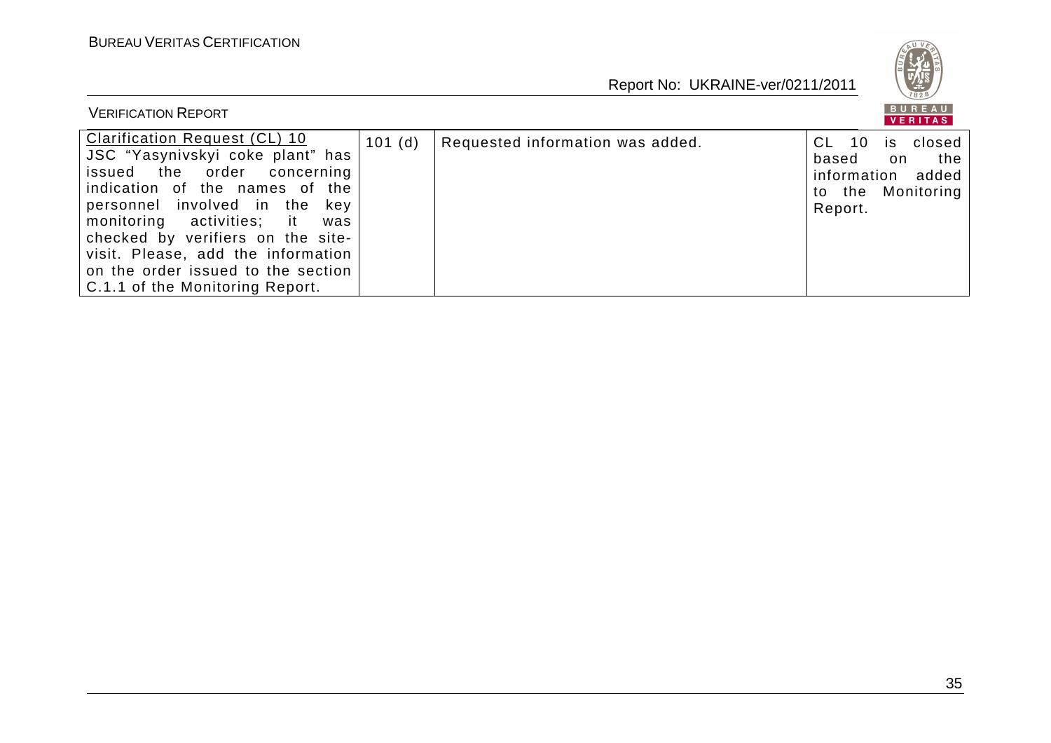| Clarification Request (CL) 10 JSC "Yasynivskyi coke plant" has issued the order concerning indication of the names of the personnel involved in the key monitoring activities; it was checked by verifiers on the site-visit. Please, add the information on the order issued to the section C.1.1 of the Monitoring Report. | 101 (d) | Requested information was added. | CL 10 is closed based on the information added to the Monitoring Report. |
|---|---|---|---|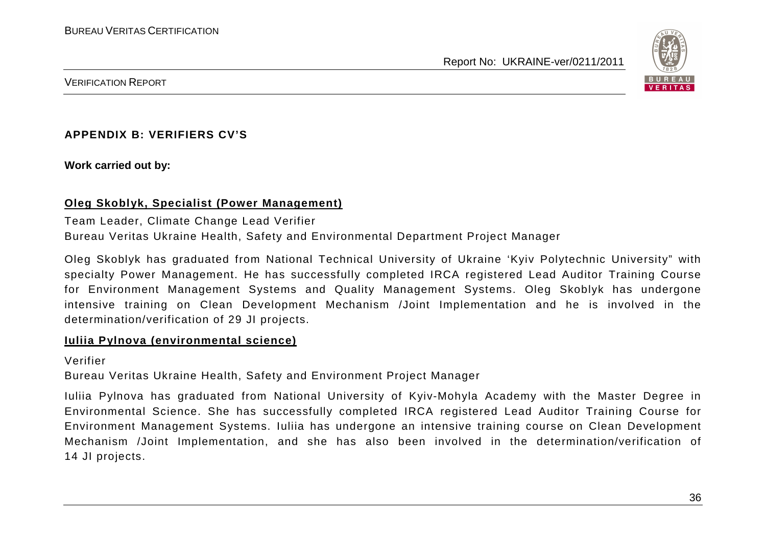## APPENDIX B: VERIFIERS CV'S

**Work carried out by:**

**<u>Oleg Skoblyk, Specialist (Power Management)</u>**

Team Leader, Climate Change Lead Verifier

Bureau Veritas Ukraine Health, Safety and Environmental Department Project Manager

Oleg Skoblyk has graduated from National Technical University of Ukraine 'Kyiv Polytechnic University" with specialty Power Management. He has successfully completed IRCA registered Lead Auditor Training Course for Environment Management Systems and Quality Management Systems. Oleg Skoblyk has undergone intensive training on Clean Development Mechanism /Joint Implementation and he is involved in the determination/verification of 29 JI projects.

**<u>Iuliia Pylnova (environmental science)</u>**

Verifier

Bureau Veritas Ukraine Health, Safety and Environment Project Manager

Iuliia Pylnova has graduated from National University of Kyiv-Mohyla Academy with the Master Degree in Environmental Science. She has successfully completed IRCA registered Lead Auditor Training Course for Environment Management Systems. Iuliia has undergone an intensive training course on Clean Development Mechanism /Joint Implementation, and she has also been involved in the determination/verification of 14 JI projects.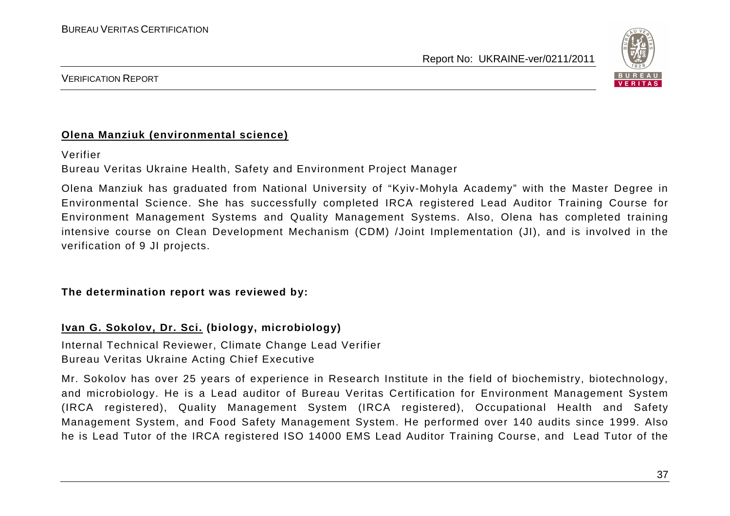**<u>Olena Manziuk (environmental science)</u>**

Verifier

Bureau Veritas Ukraine Health, Safety and Environment Project Manager

Olena Manziuk has graduated from National University of "Kyiv-Mohyla Academy" with the Master Degree in Environmental Science. She has successfully completed IRCA registered Lead Auditor Training Course for Environment Management Systems and Quality Management Systems. Also, Olena has completed training intensive course on Clean Development Mechanism (CDM) /Joint Implementation (JI), and is involved in the verification of 9 JI projects.

**The determination report was reviewed by:**

**<u>Ivan G. Sokolov, Dr. Sci.</u> (biology, microbiology)**

Internal Technical Reviewer, Climate Change Lead Verifier

Bureau Veritas Ukraine Acting Chief Executive

Mr. Sokolov has over 25 years of experience in Research Institute in the field of biochemistry, biotechnology, and microbiology. He is a Lead auditor of Bureau Veritas Certification for Environment Management System (IRCA registered), Quality Management System (IRCA registered), Occupational Health and Safety Management System, and Food Safety Management System. He performed over 140 audits since 1999. Also he is Lead Tutor of the IRCA registered ISO 14000 EMS Lead Auditor Training Course, and Lead Tutor of the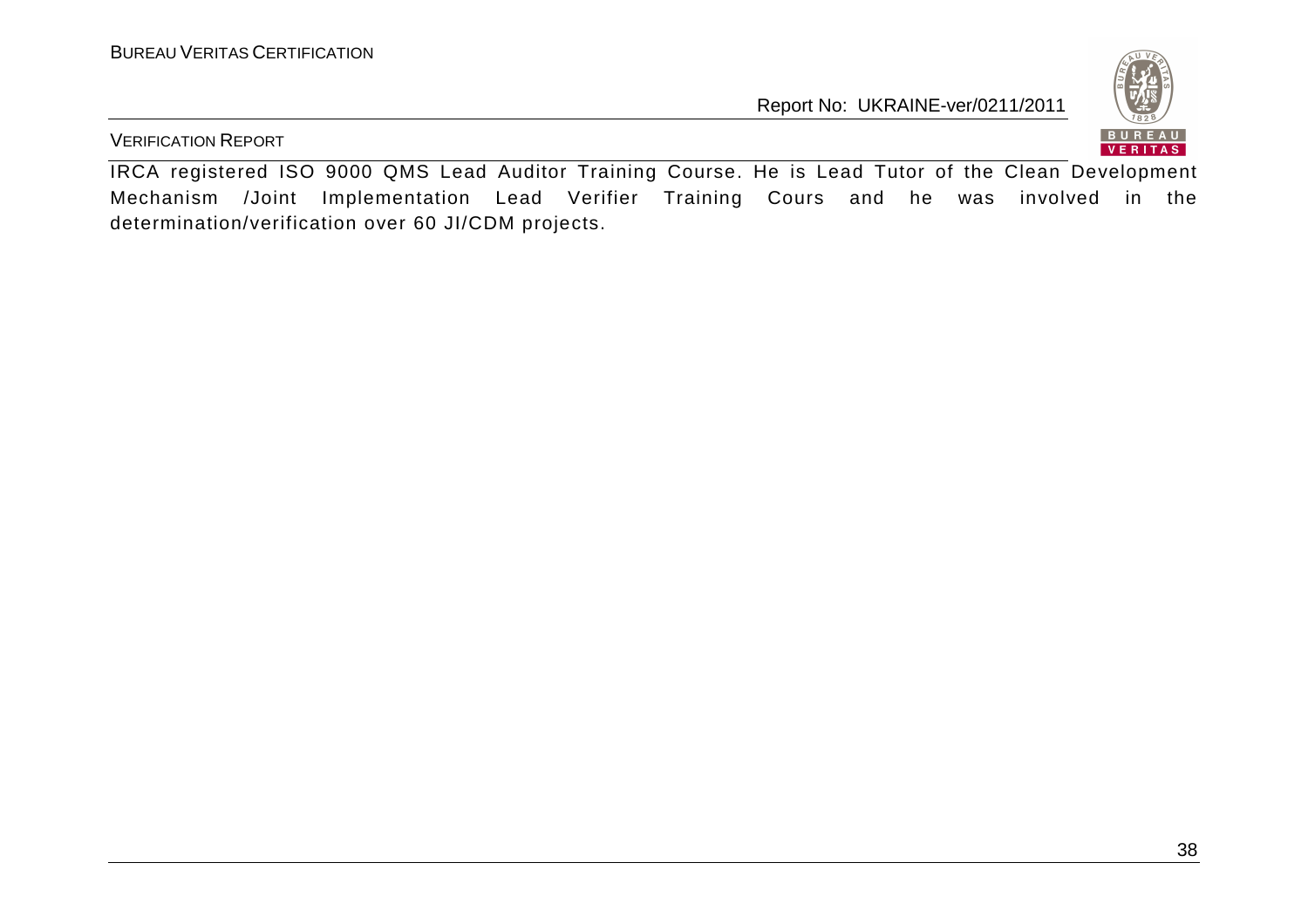IRCA registered ISO 9000 QMS Lead Auditor Training Course. He is Lead Tutor of the Clean Development Mechanism /Joint Implementation Lead Verifier Training Cours and he was involved in the determination/verification over 60 JI/CDM projects.